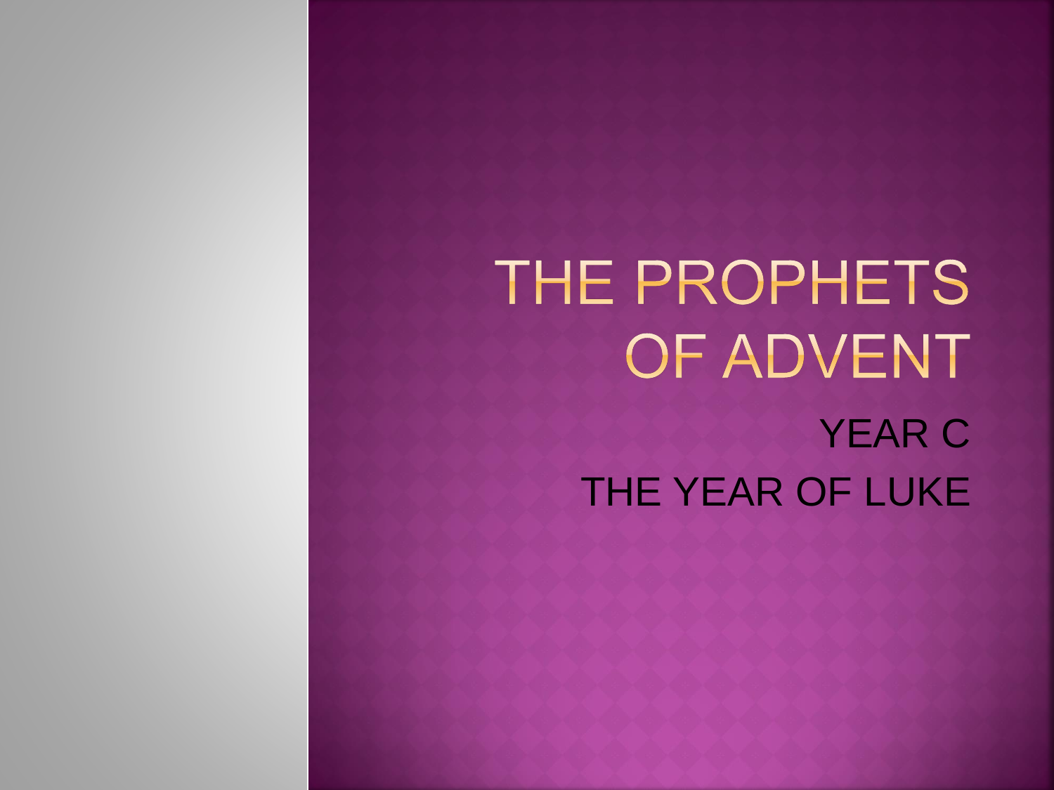# THE PROPHETS OF ADVENT

YEAR C

THE YEAR OF LUKE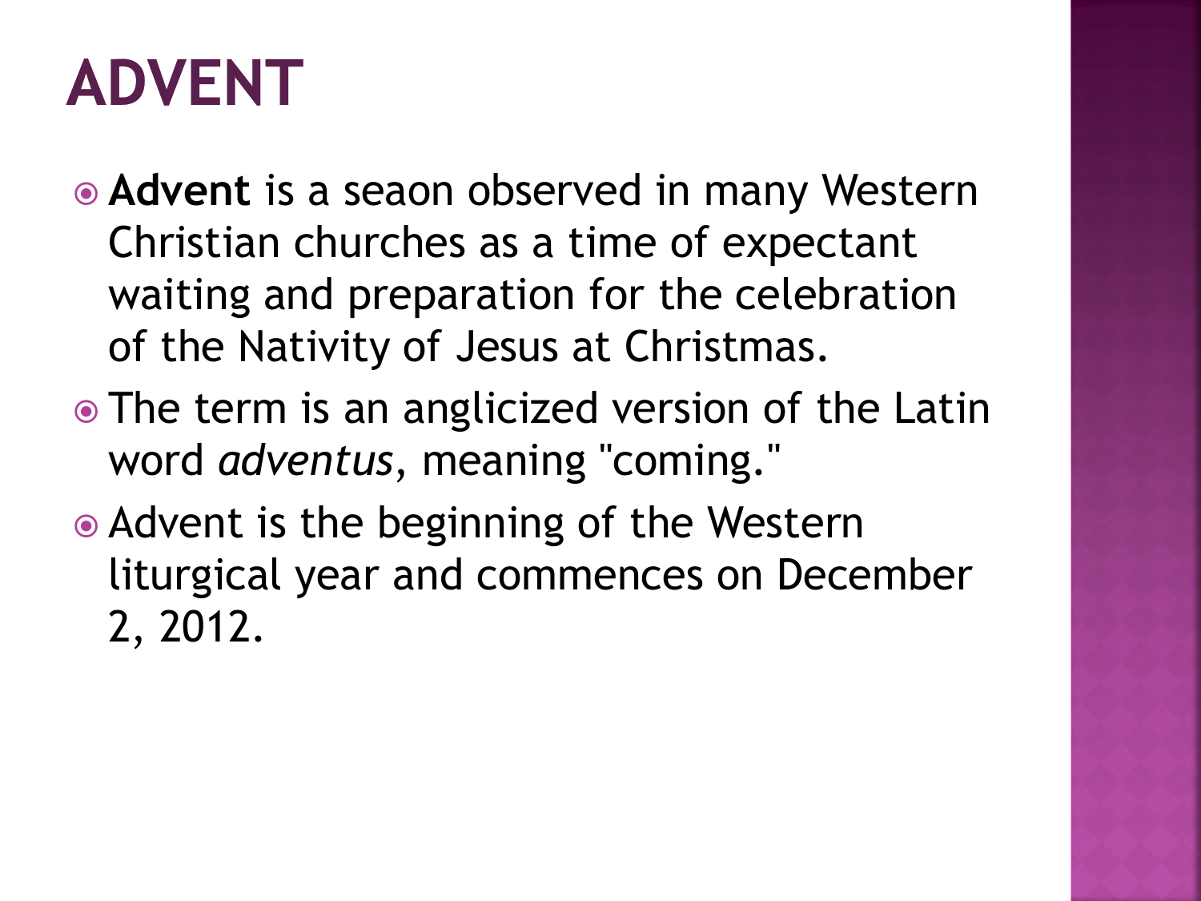# ADVENT

- **Advent** is a seaon observed in many Western Christian churches as a time of expectant waiting and preparation for the celebration of the Nativity of Jesus at Christmas.
- The term is an anglicized version of the Latin word *adventus*, meaning "coming."
- Advent is the beginning of the Western liturgical year and commences on December 2, 2012.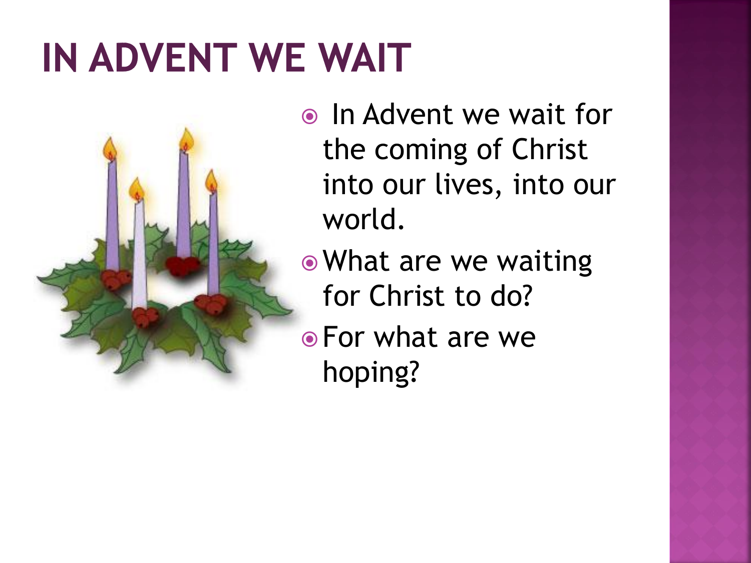# IN ADVENT WE WAIT

- In Advent we wait for the coming of Christ into our lives, into our world.
- What are we waiting for Christ to do?
- For what are we hoping?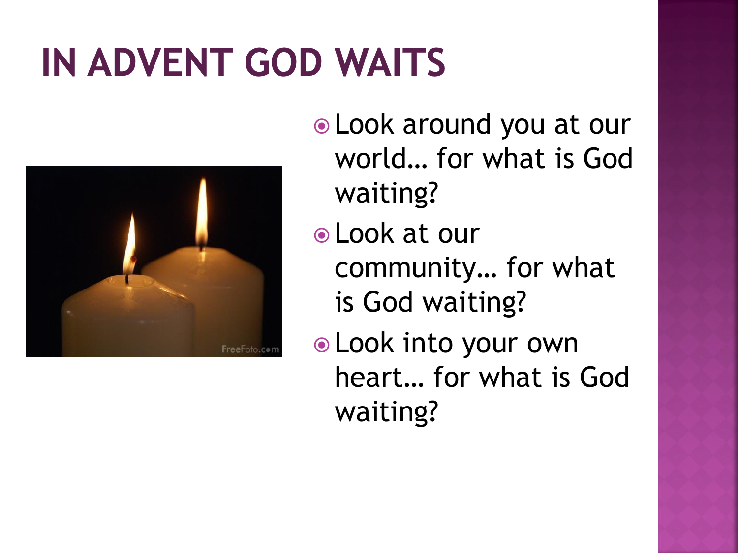# IN ADVENT GOD WAITS

- Look around you at our world… for what is God waiting?
- Look at our community… for what is God waiting?
- Look into your own heart… for what is God waiting?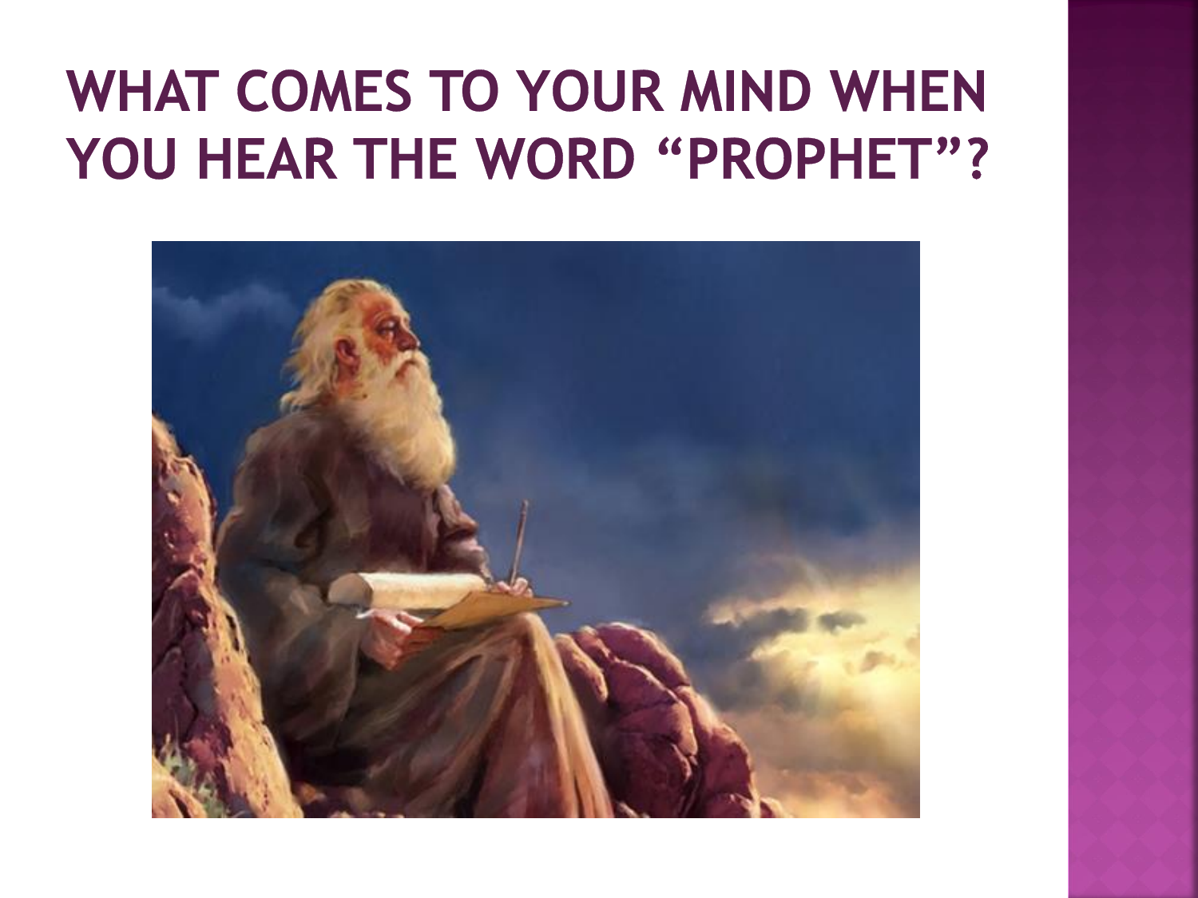# WHAT COMES TO YOUR MIND WHEN YOU HEAR THE WORD "PROPHET"?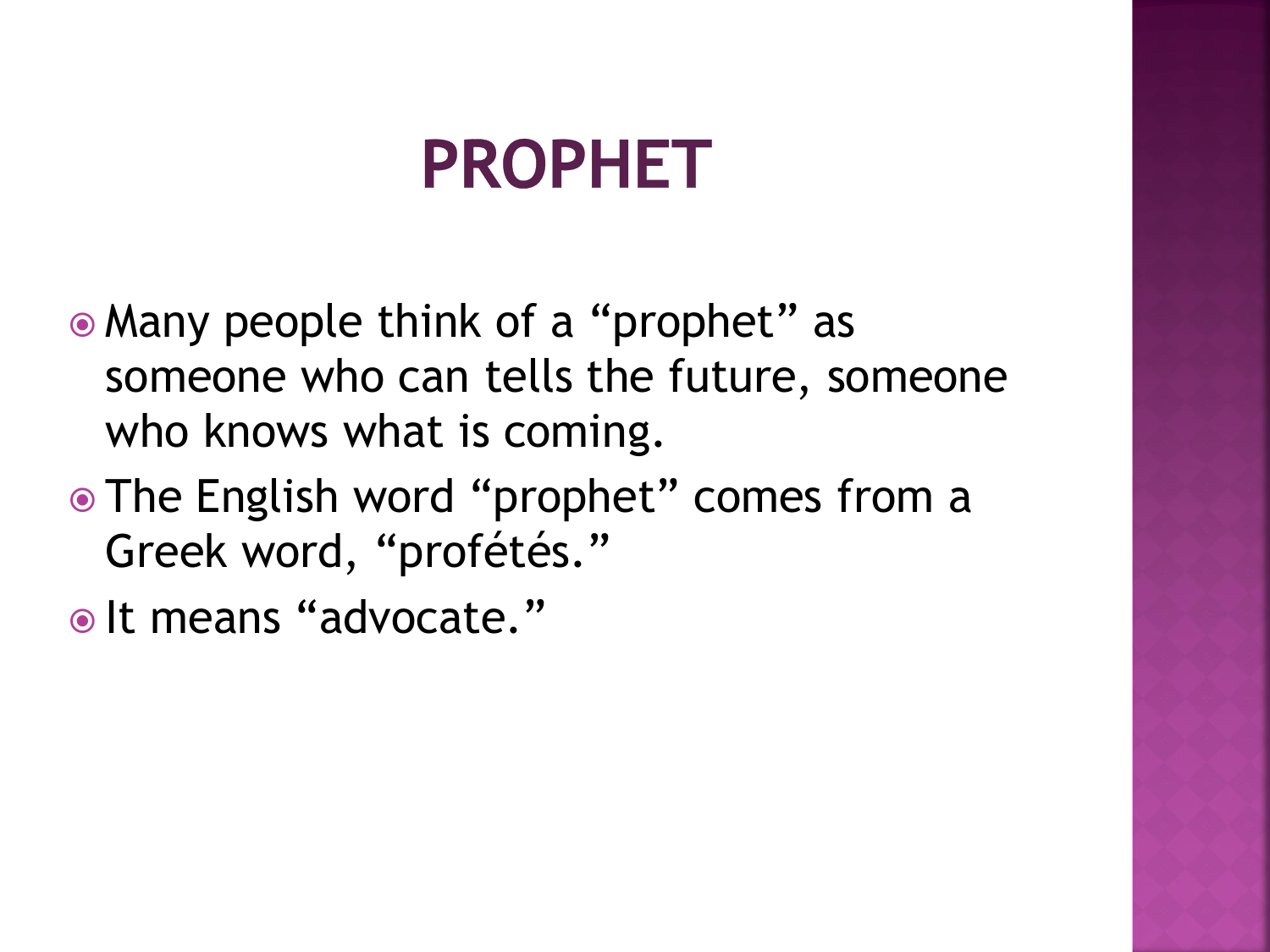# PROPHET

- Many people think of a “prophet” as someone who can tells the future, someone who knows what is coming.
- The English word “prophet” comes from a Greek word, “profétés.”
- It means “advocate.”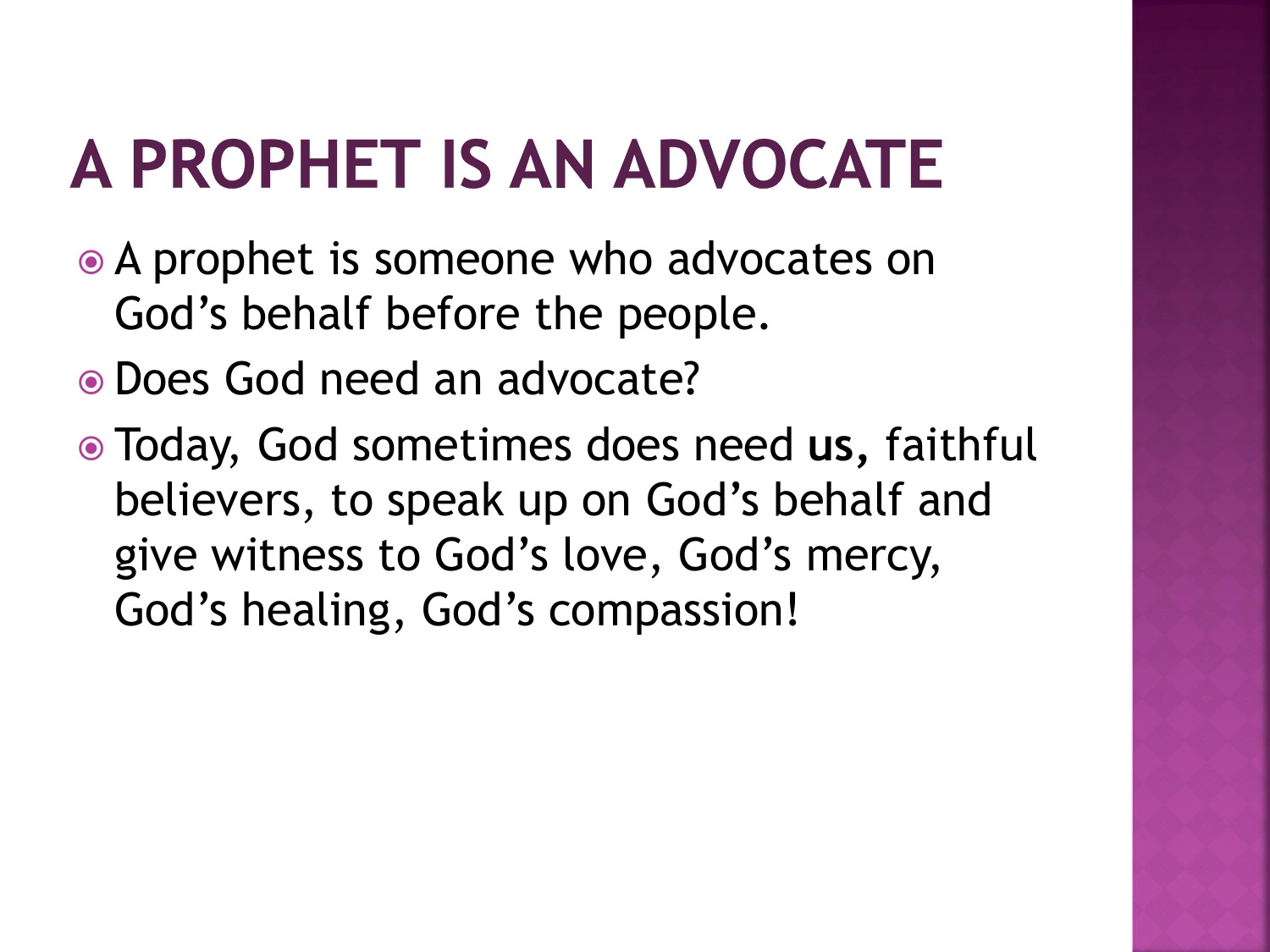# A PROPHET IS AN ADVOCATE

- A prophet is someone who advocates on God's behalf before the people.
- Does God need an advocate?
- Today, God sometimes does need **us,** faithful believers, to speak up on God's behalf and give witness to God's love, God's mercy, God's healing, God's compassion!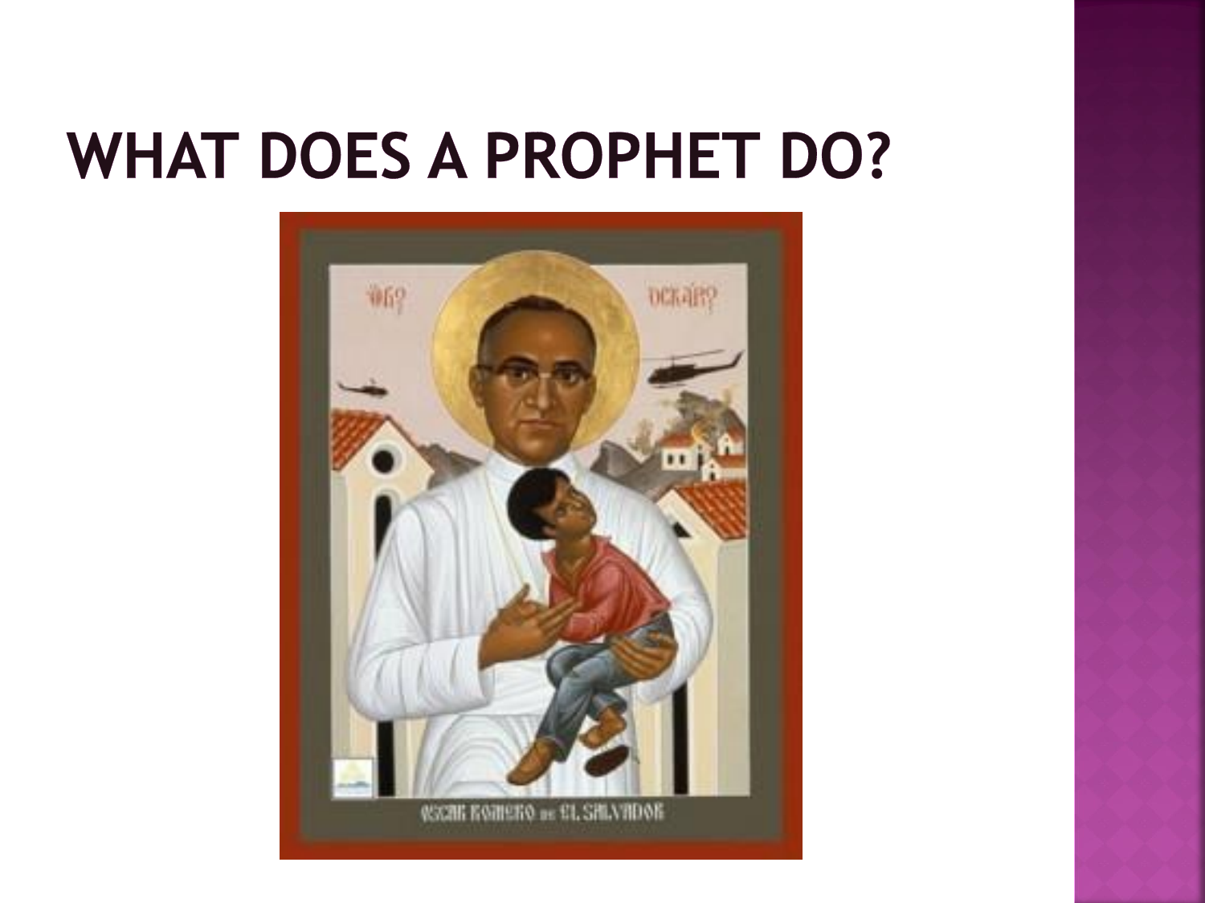# WHAT DOES A PROPHET DO?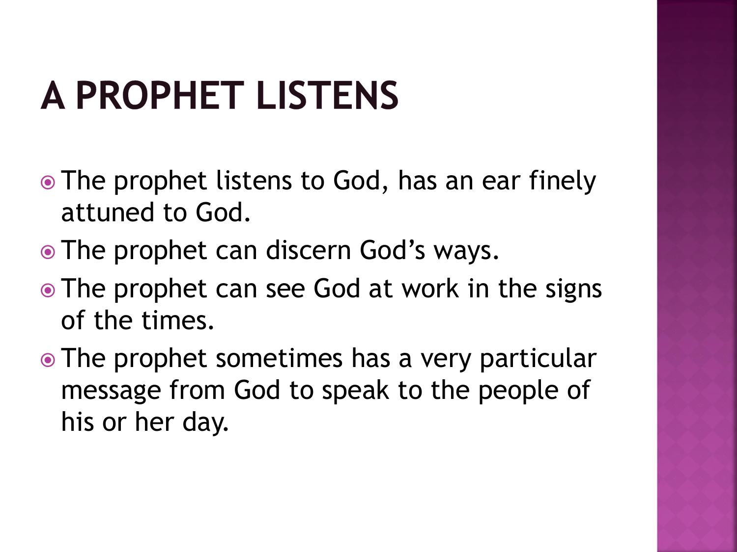# A PROPHET LISTENS

- The prophet listens to God, has an ear finely attuned to God.
- The prophet can discern God's ways.
- The prophet can see God at work in the signs of the times.
- The prophet sometimes has a very particular message from God to speak to the people of his or her day.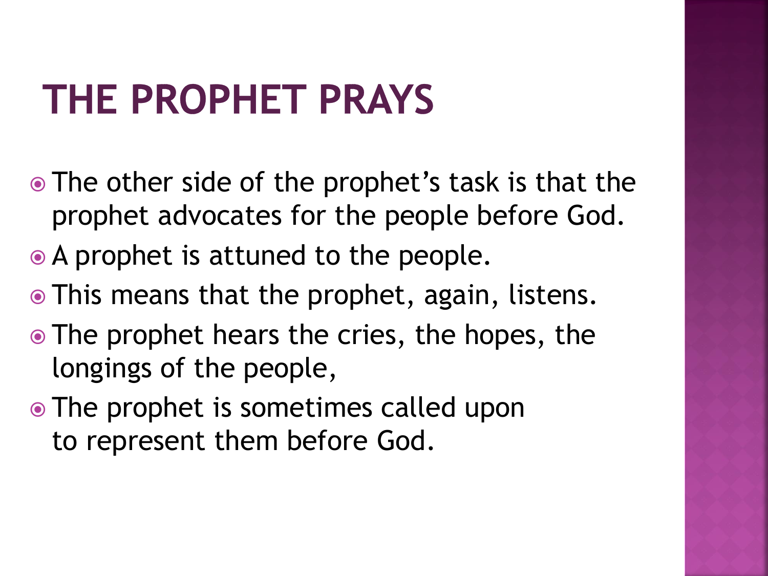# THE PROPHET PRAYS

- The other side of the prophet's task is that the prophet advocates for the people before God.
- A prophet is attuned to the people.
- This means that the prophet, again, listens.
- The prophet hears the cries, the hopes, the longings of the people,
- The prophet is sometimes called upon to represent them before God.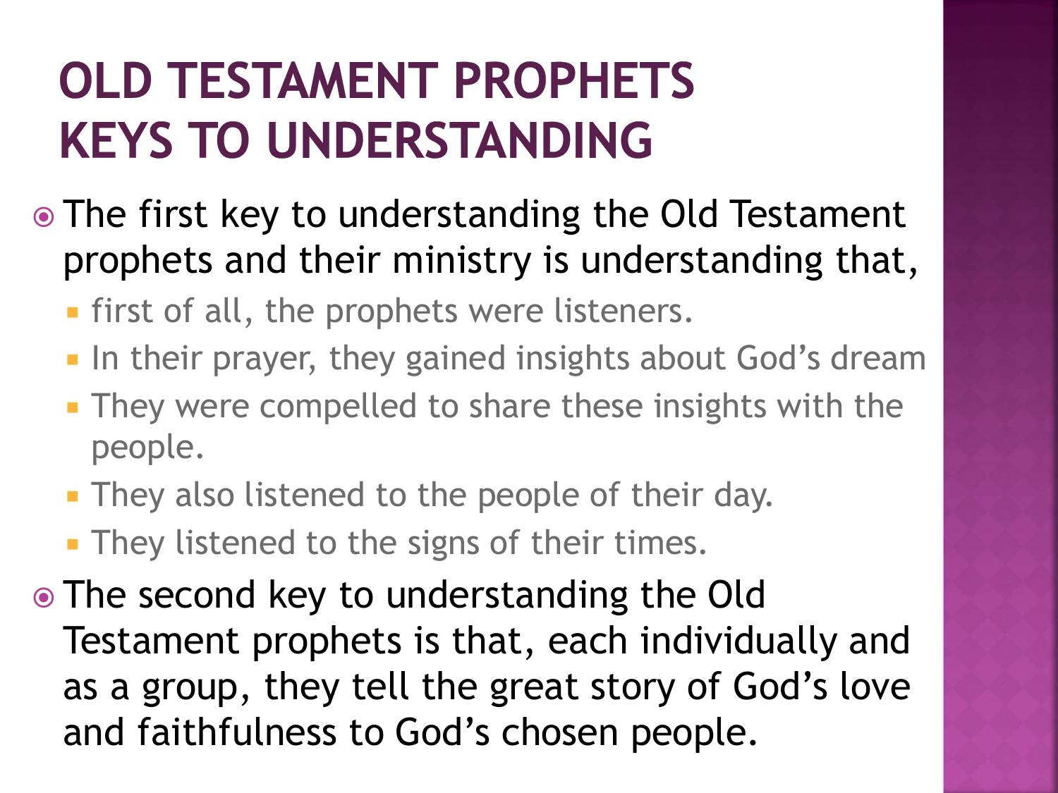# OLD TESTAMENT PROPHETS KEYS TO UNDERSTANDING

- The first key to understanding the Old Testament prophets and their ministry is understanding that,
  - first of all, the prophets were listeners.
  - In their prayer, they gained insights about God's dream
  - They were compelled to share these insights with the people.
  - They also listened to the people of their day.
  - They listened to the signs of their times.
- The second key to understanding the Old Testament prophets is that, each individually and as a group, they tell the great story of God's love and faithfulness to God's chosen people.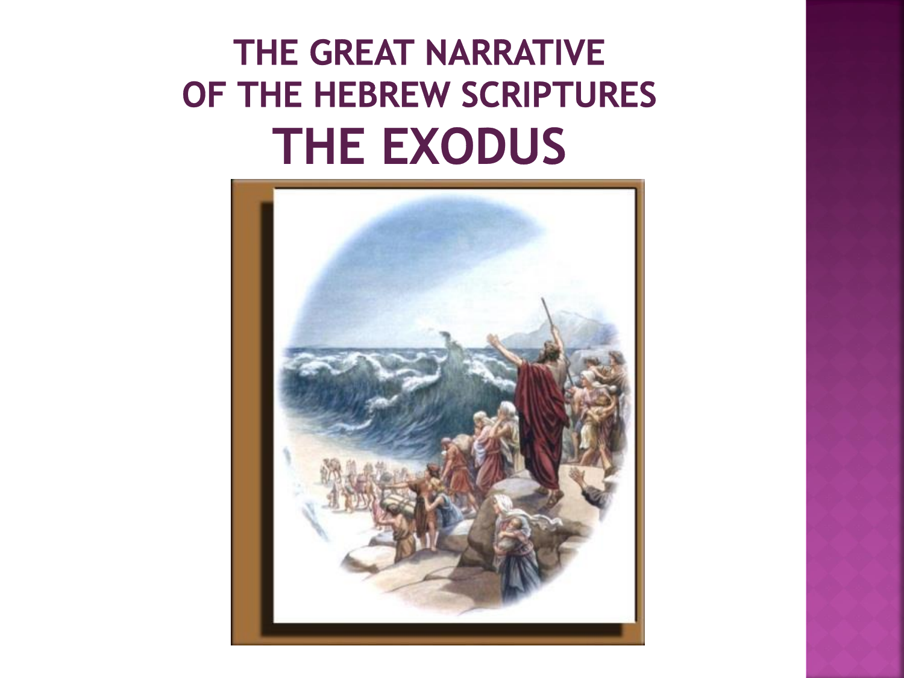# THE GREAT NARRATIVE OF THE HEBREW SCRIPTURES

# THE EXODUS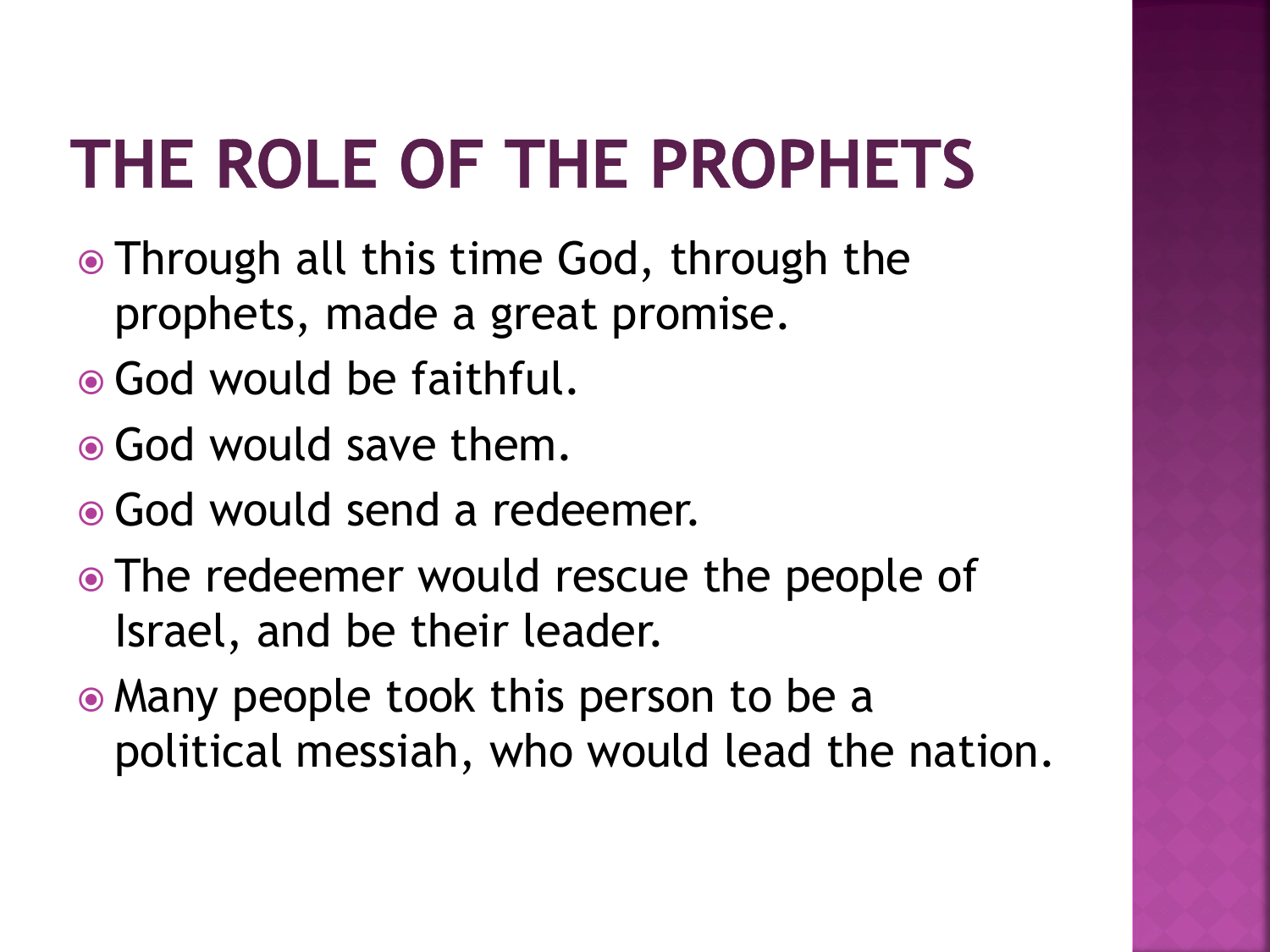# THE ROLE OF THE PROPHETS

- Through all this time God, through the prophets, made a great promise.
- God would be faithful.
- God would save them.
- God would send a redeemer.
- The redeemer would rescue the people of Israel, and be their leader.
- Many people took this person to be a political messiah, who would lead the nation.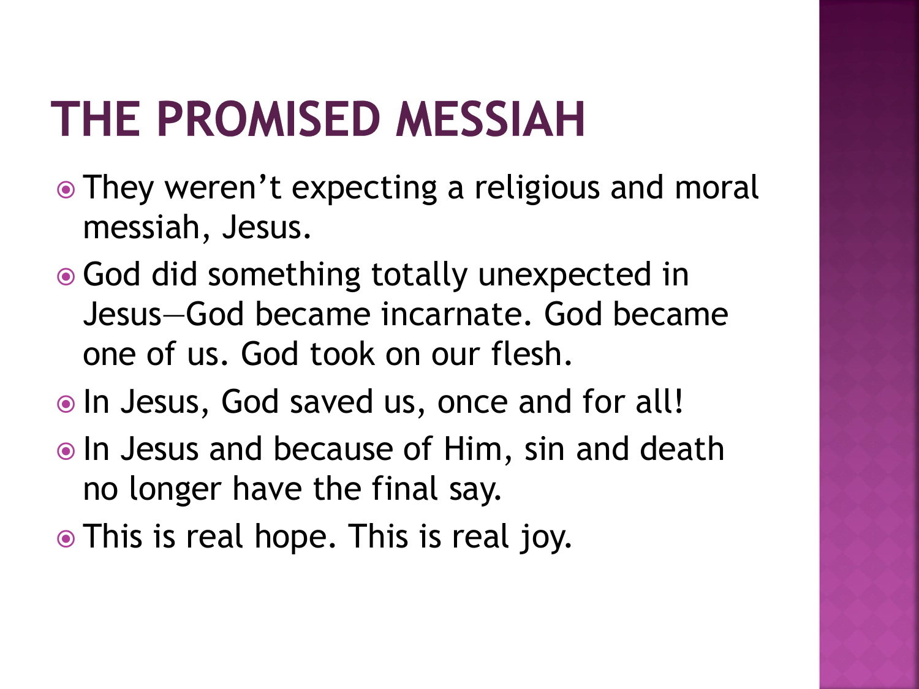# THE PROMISED MESSIAH

- They weren’t expecting a religious and moral messiah, Jesus.
- God did something totally unexpected in Jesus—God became incarnate. God became one of us. God took on our flesh.
- In Jesus, God saved us, once and for all!
- In Jesus and because of Him, sin and death no longer have the final say.
- This is real hope. This is real joy.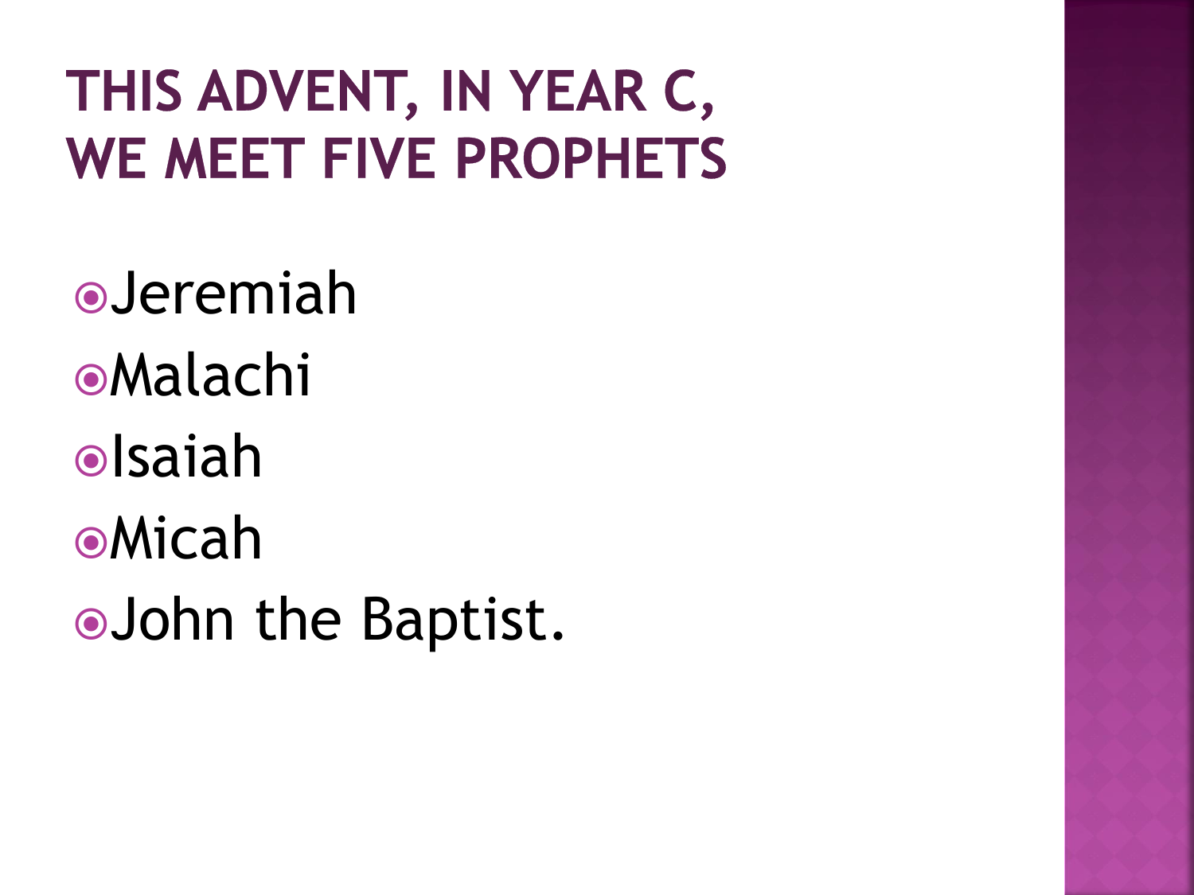# THIS ADVENT, IN YEAR C, WE MEET FIVE PROPHETS

- Jeremiah
- Malachi
- Isaiah
- Micah
- John the Baptist.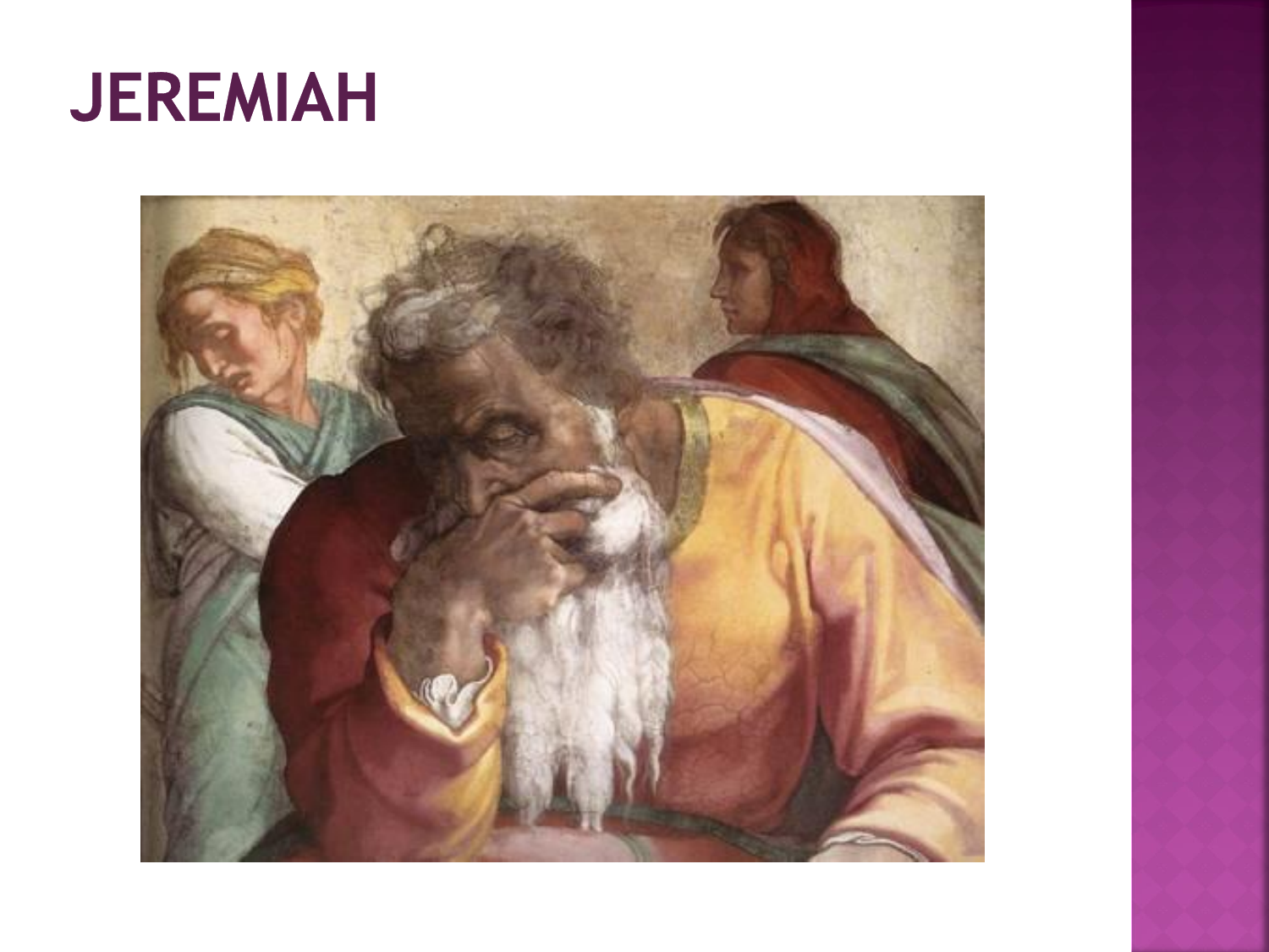# JEREMIAH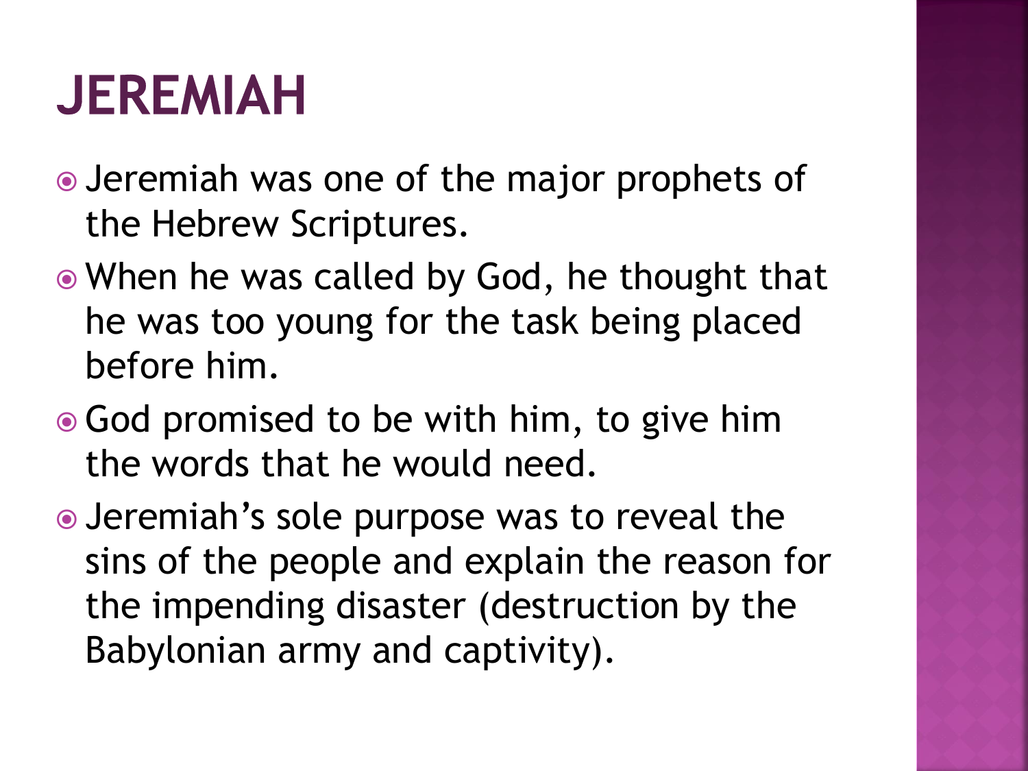# JEREMIAH

- Jeremiah was one of the major prophets of the Hebrew Scriptures.
- When he was called by God, he thought that he was too young for the task being placed before him.
- God promised to be with him, to give him the words that he would need.
- Jeremiah's sole purpose was to reveal the sins of the people and explain the reason for the impending disaster (destruction by the Babylonian army and captivity).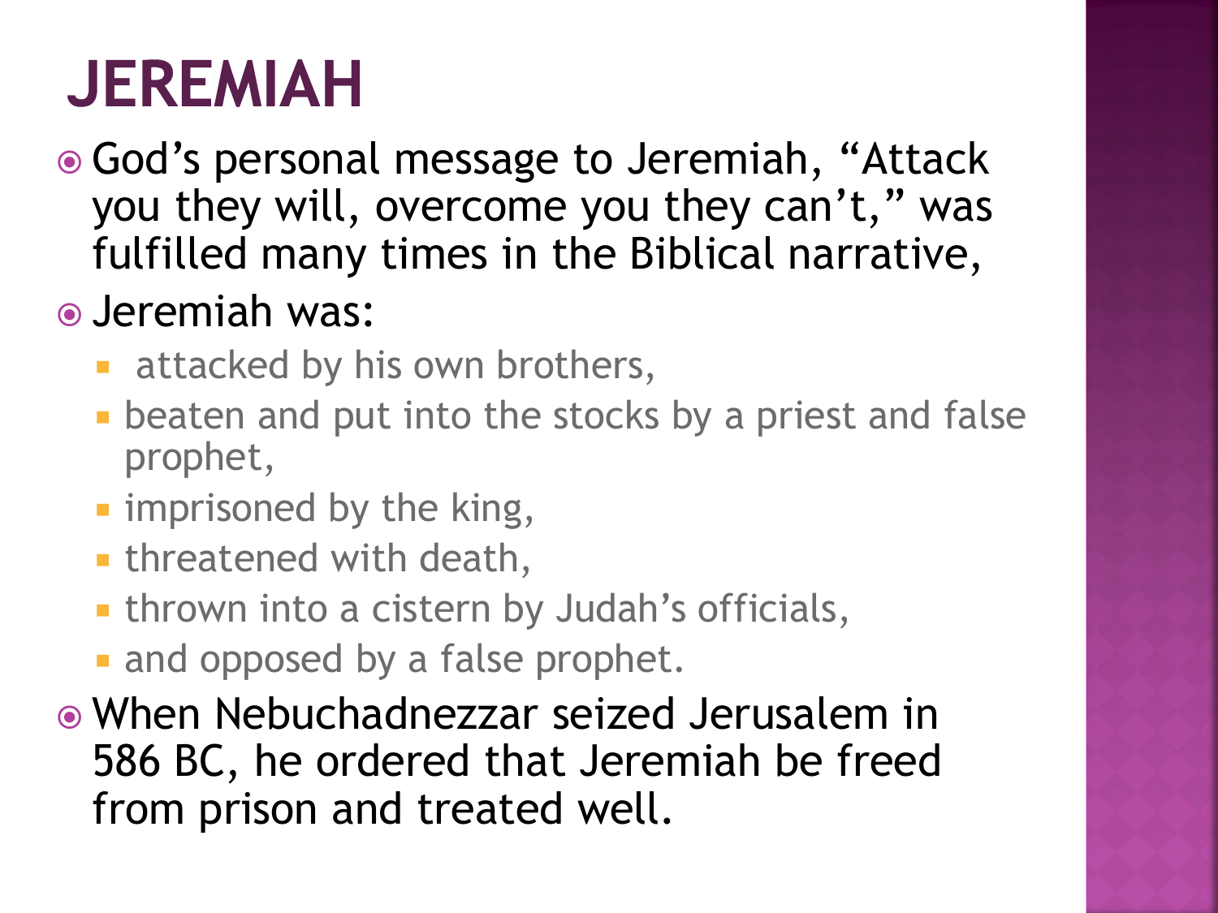# JEREMIAH

- God's personal message to Jeremiah, "Attack you they will, overcome you they can't," was fulfilled many times in the Biblical narrative,
- Jeremiah was:
  - attacked by his own brothers,
  - beaten and put into the stocks by a priest and false prophet,
  - imprisoned by the king,
  - threatened with death,
  - thrown into a cistern by Judah's officials,
  - and opposed by a false prophet.
- When Nebuchadnezzar seized Jerusalem in 586 BC, he ordered that Jeremiah be freed from prison and treated well.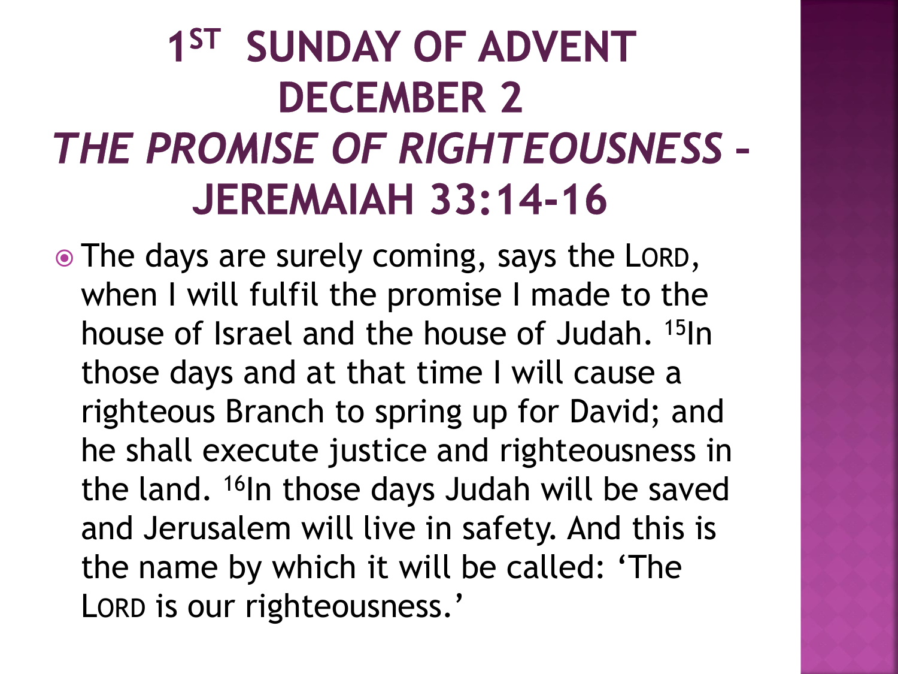# 1ST SUNDAY OF ADVENT DECEMBER 2 *THE PROMISE OF RIGHTEOUSNESS* – JEREMAIAH 33:14-16

- The days are surely coming, says the LORD, when I will fulfil the promise I made to the house of Israel and the house of Judah. [15]In those days and at that time I will cause a righteous Branch to spring up for David; and he shall execute justice and righteousness in the land. [16]In those days Judah will be saved and Jerusalem will live in safety. And this is the name by which it will be called: 'The LORD is our righteousness.'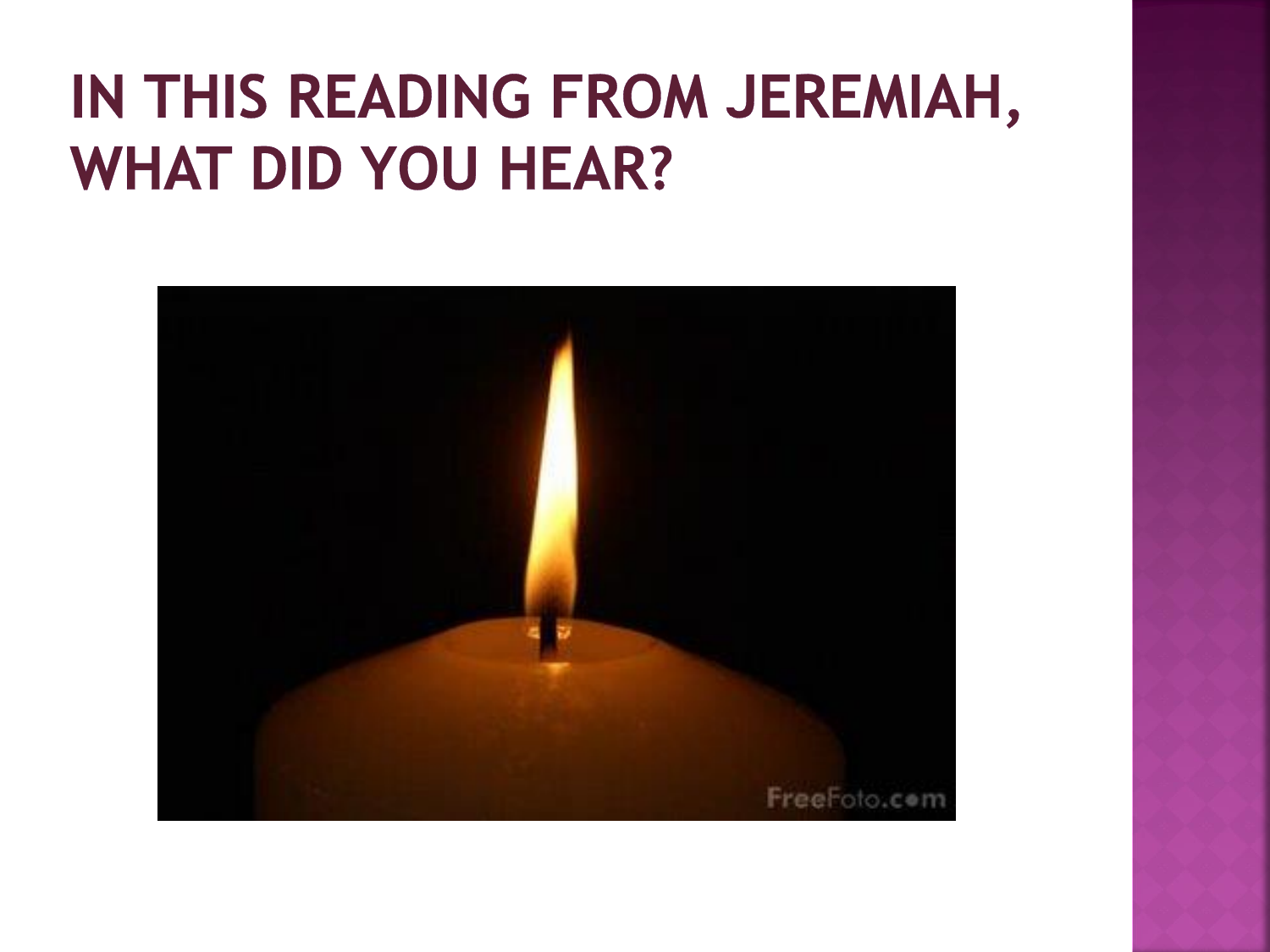# IN THIS READING FROM JEREMIAH, WHAT DID YOU HEAR?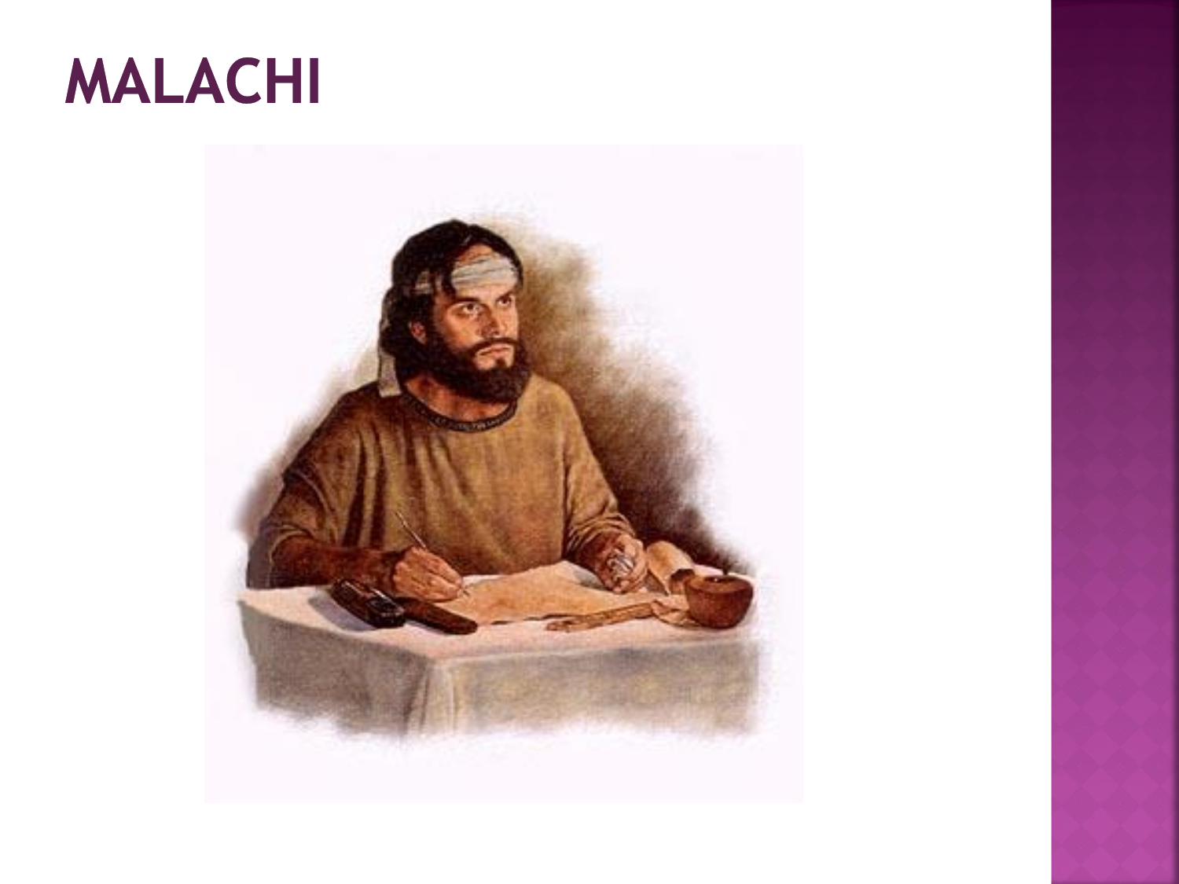# MALACHI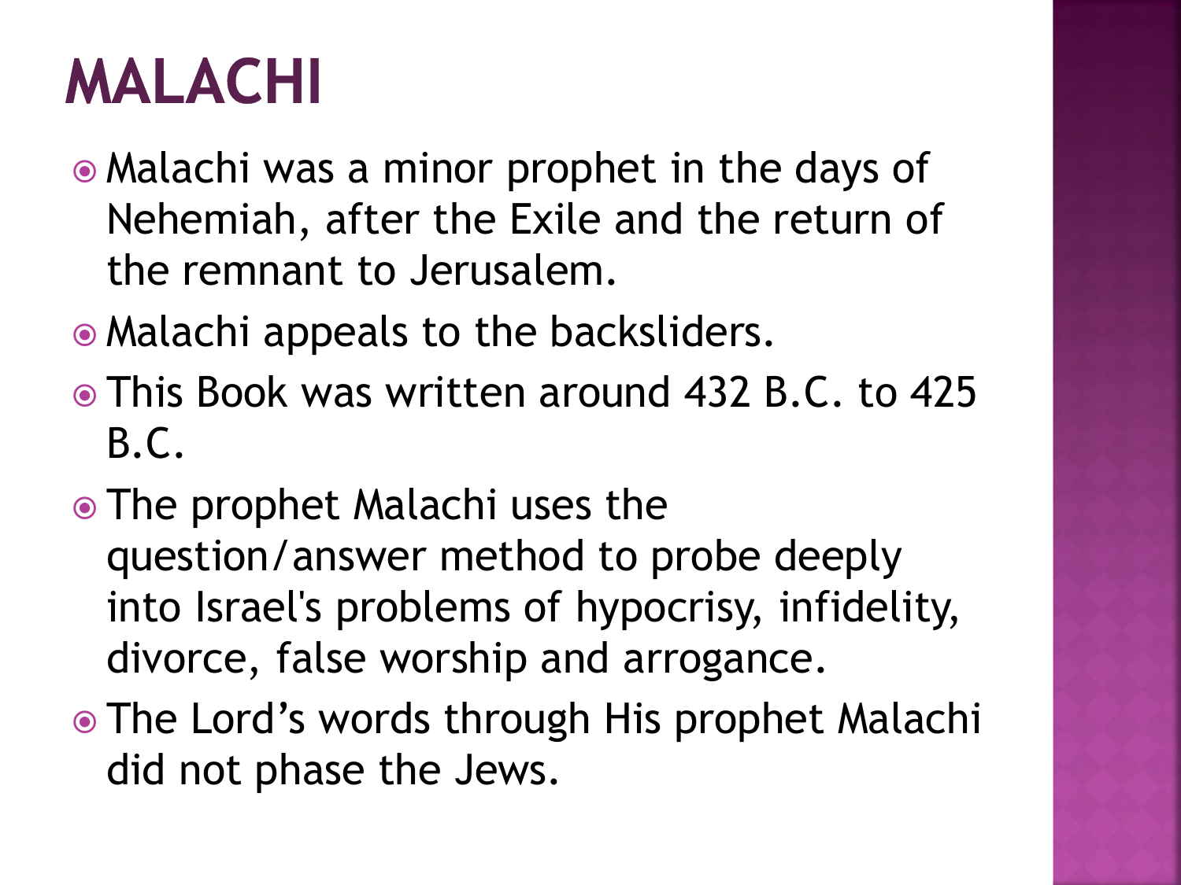# MALACHI

- Malachi was a minor prophet in the days of Nehemiah, after the Exile and the return of the remnant to Jerusalem.
- Malachi appeals to the backsliders.
- This Book was written around 432 B.C. to 425 B.C.
- The prophet Malachi uses the question/answer method to probe deeply into Israel's problems of hypocrisy, infidelity, divorce, false worship and arrogance.
- The Lord’s words through His prophet Malachi did not phase the Jews.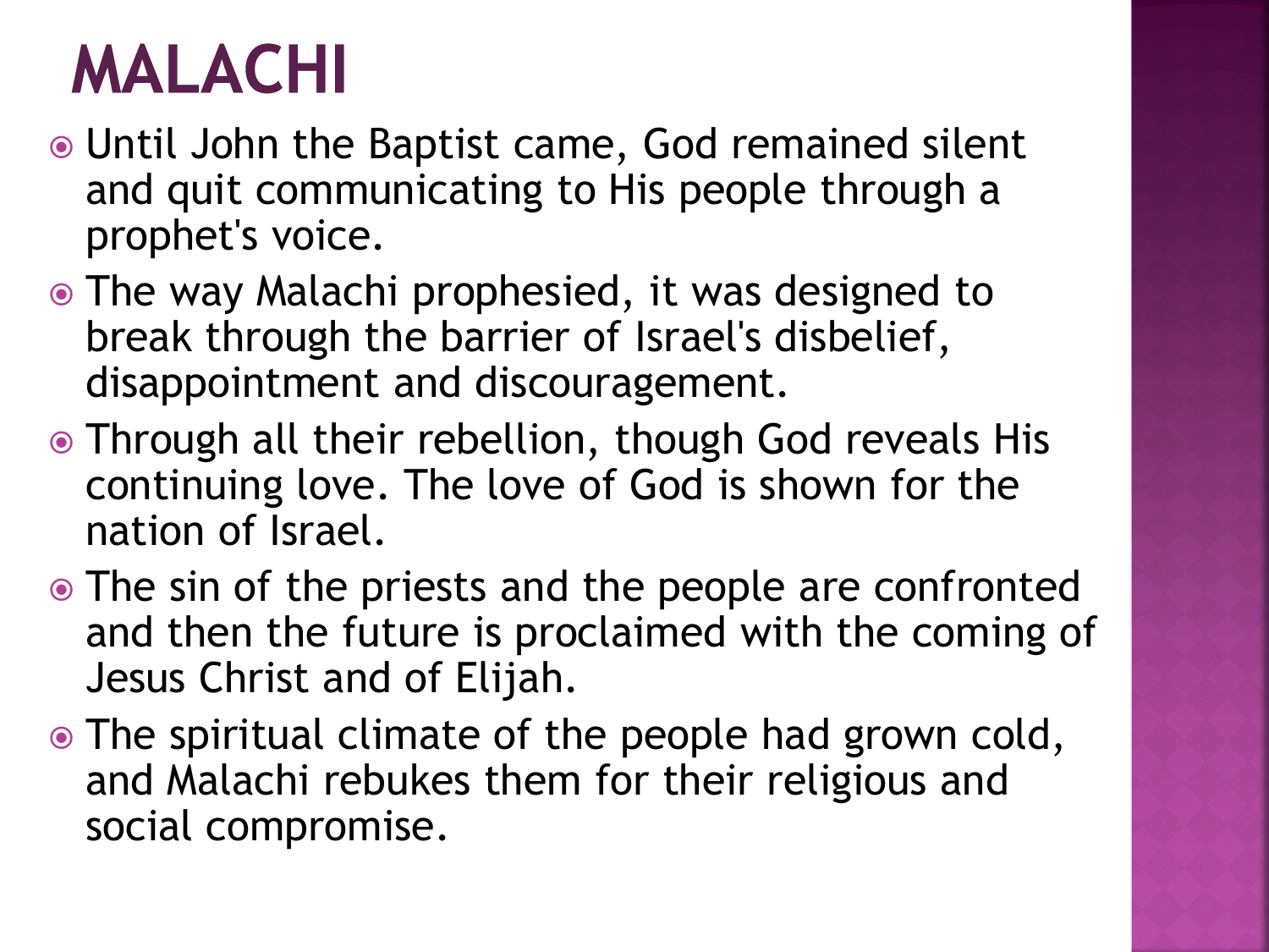# MALACHI

- Until John the Baptist came, God remained silent and quit communicating to His people through a prophet's voice.
- The way Malachi prophesied, it was designed to break through the barrier of Israel's disbelief, disappointment and discouragement.
- Through all their rebellion, though God reveals His continuing love. The love of God is shown for the nation of Israel.
- The sin of the priests and the people are confronted and then the future is proclaimed with the coming of Jesus Christ and of Elijah.
- The spiritual climate of the people had grown cold, and Malachi rebukes them for their religious and social compromise.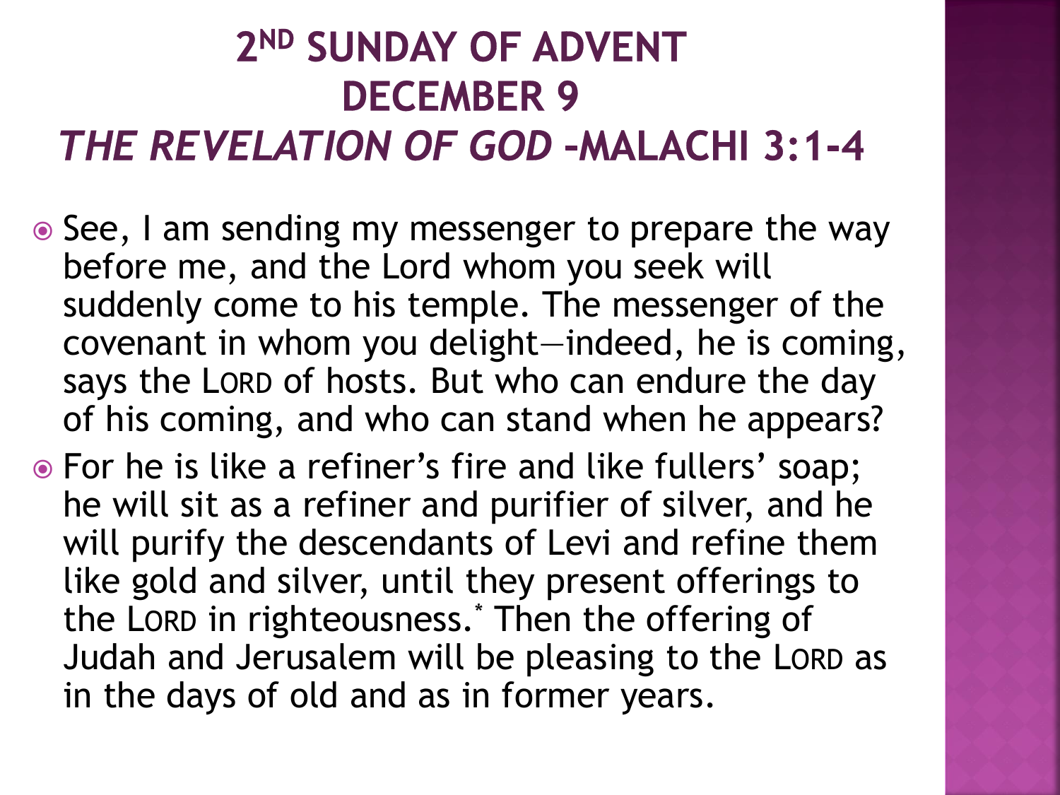# 2[ND] SUNDAY OF ADVENT
# DECEMBER 9
# *THE REVELATION OF GOD* –MALACHI 3:1-4

- See, I am sending my messenger to prepare the way before me, and the Lord whom you seek will suddenly come to his temple. The messenger of the covenant in whom you delight—indeed, he is coming, says the LORD of hosts. But who can endure the day of his coming, and who can stand when he appears?
- For he is like a refiner's fire and like fullers' soap; he will sit as a refiner and purifier of silver, and he will purify the descendants of Levi and refine them like gold and silver, until they present offerings to the LORD in righteousness.* Then the offering of Judah and Jerusalem will be pleasing to the LORD as in the days of old and as in former years.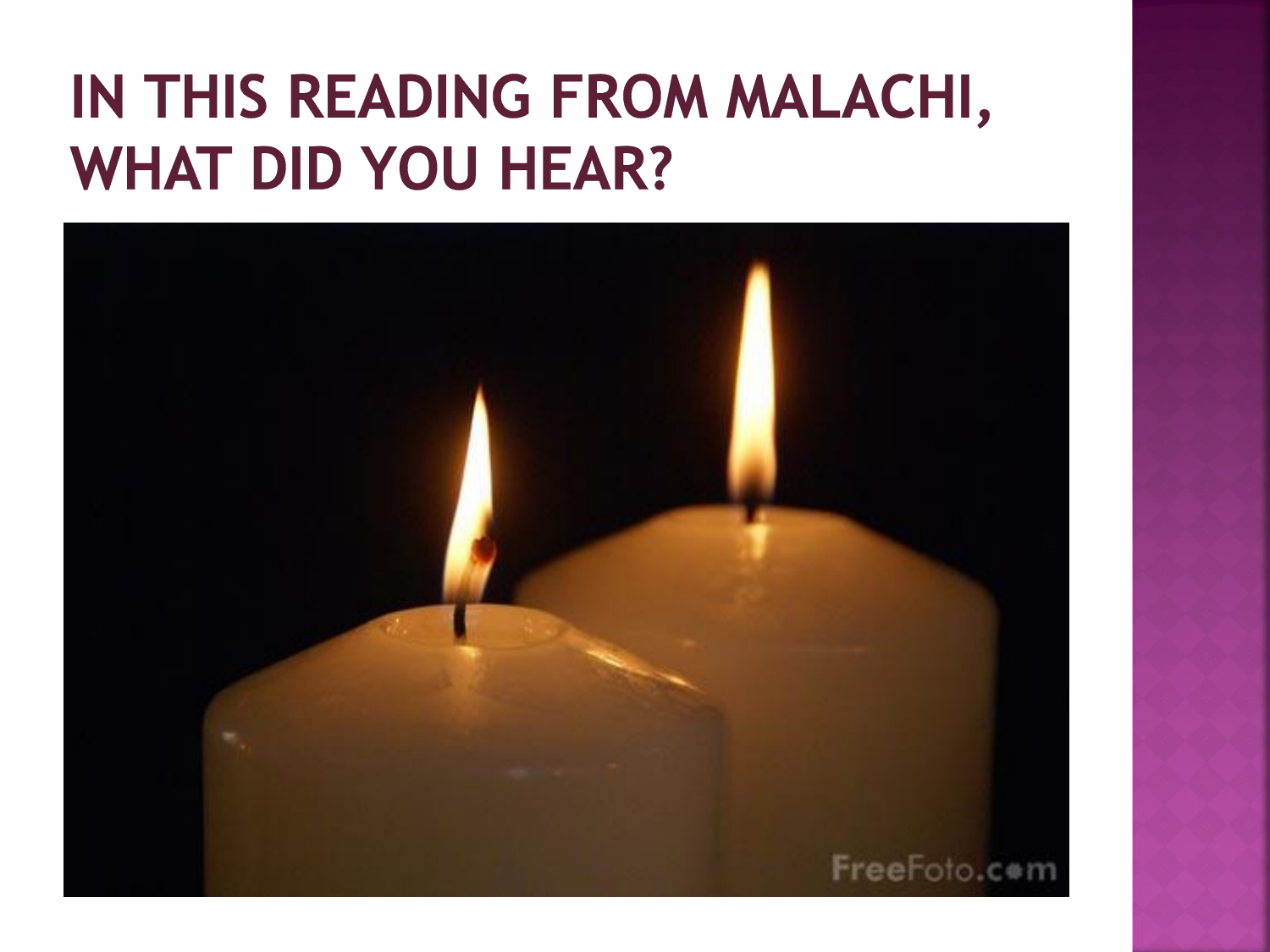# IN THIS READING FROM MALACHI, WHAT DID YOU HEAR?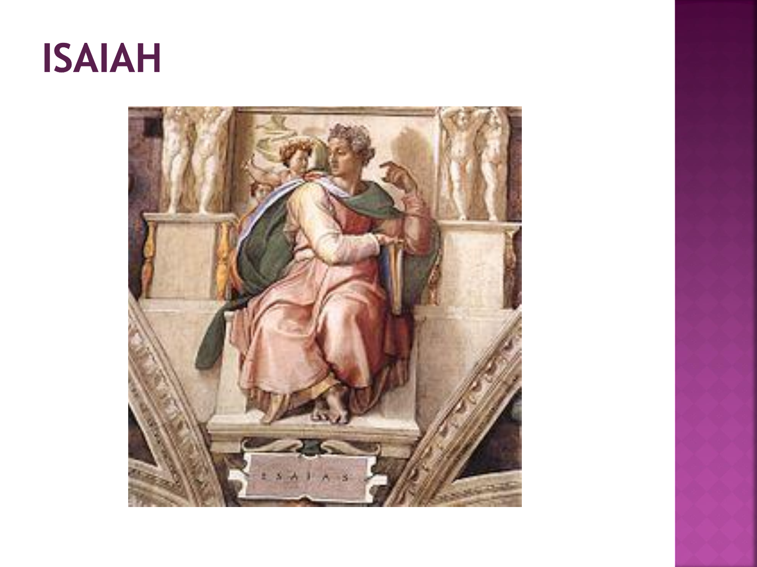# ISAIAH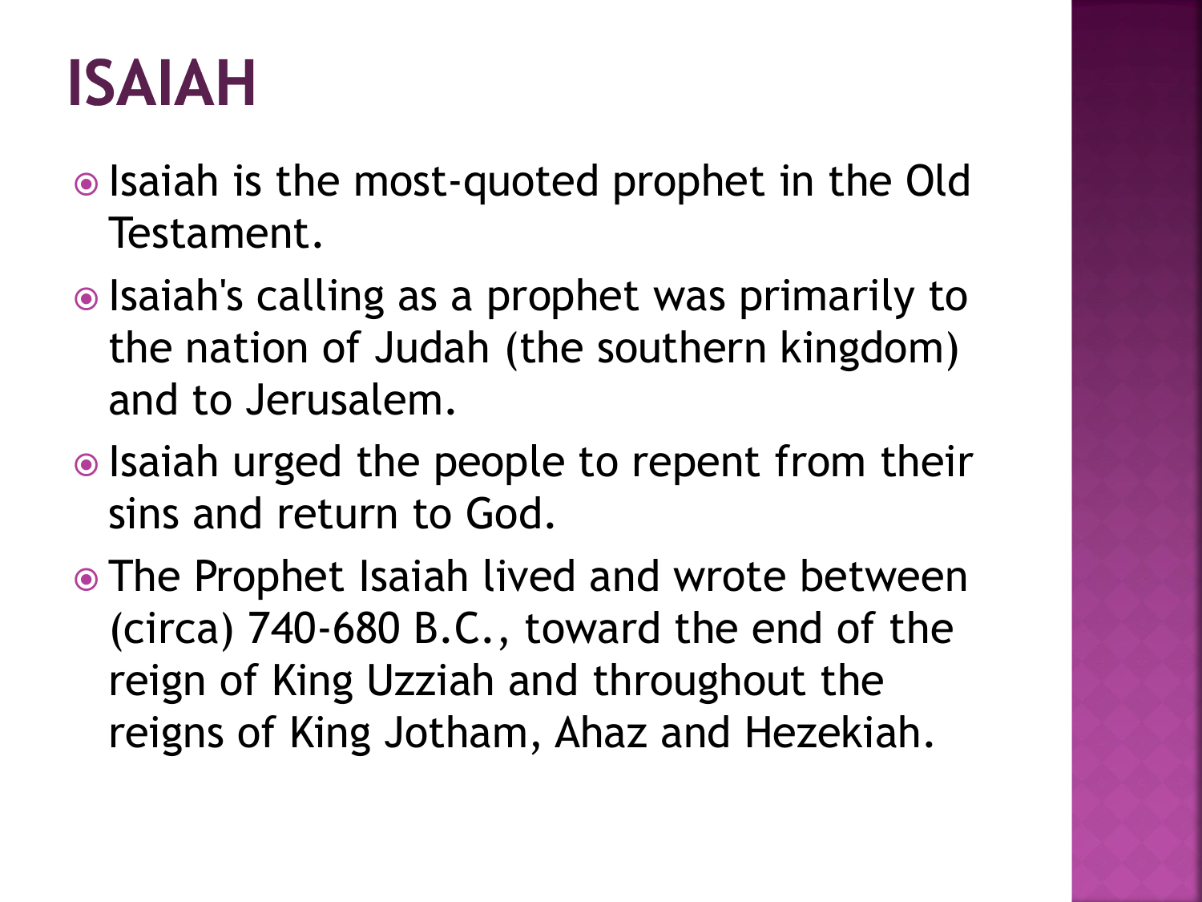# ISAIAH

- Isaiah is the most-quoted prophet in the Old Testament.
- Isaiah's calling as a prophet was primarily to the nation of Judah (the southern kingdom) and to Jerusalem.
- Isaiah urged the people to repent from their sins and return to God.
- The Prophet Isaiah lived and wrote between (circa) 740-680 B.C., toward the end of the reign of King Uzziah and throughout the reigns of King Jotham, Ahaz and Hezekiah.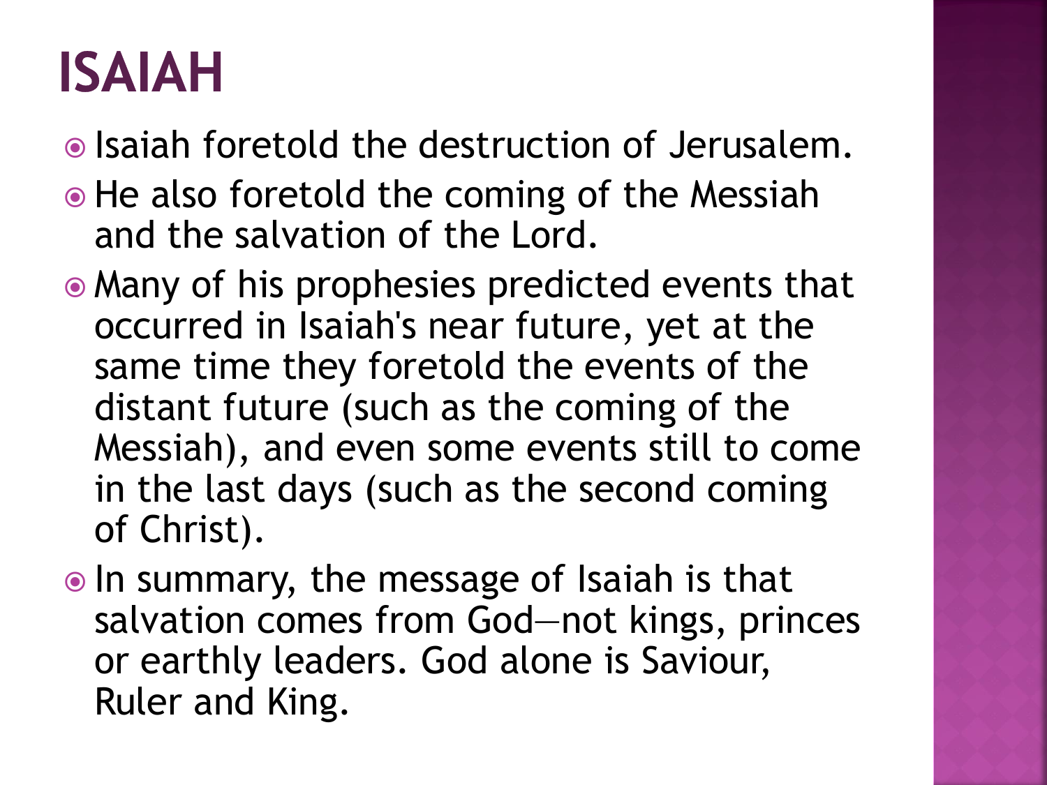# ISAIAH

- Isaiah foretold the destruction of Jerusalem.
- He also foretold the coming of the Messiah and the salvation of the Lord.
- Many of his prophesies predicted events that occurred in Isaiah's near future, yet at the same time they foretold the events of the distant future (such as the coming of the Messiah), and even some events still to come in the last days (such as the second coming of Christ).
- In summary, the message of Isaiah is that salvation comes from God—not kings, princes or earthly leaders. God alone is Saviour, Ruler and King.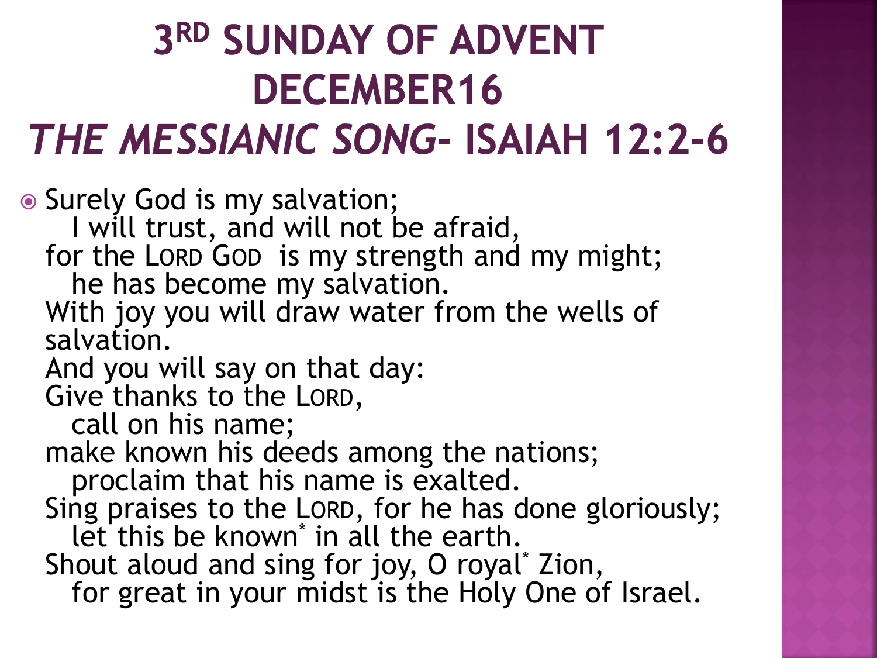# 3RD SUNDAY OF ADVENT DECEMBER16

# *THE MESSIANIC SONG*- ISAIAH 12:2-6

- Surely God is my salvation;
  I will trust, and will not be afraid,
  for the LORD GOD is my strength and my might;
  he has become my salvation.
  With joy you will draw water from the wells of salvation.
  And you will say on that day:
  Give thanks to the LORD,
  call on his name;
  make known his deeds among the nations;
  proclaim that his name is exalted.
  Sing praises to the LORD, for he has done gloriously;
  let this be known* in all the earth.
  Shout aloud and sing for joy, O royal* Zion,
  for great in your midst is the Holy One of Israel.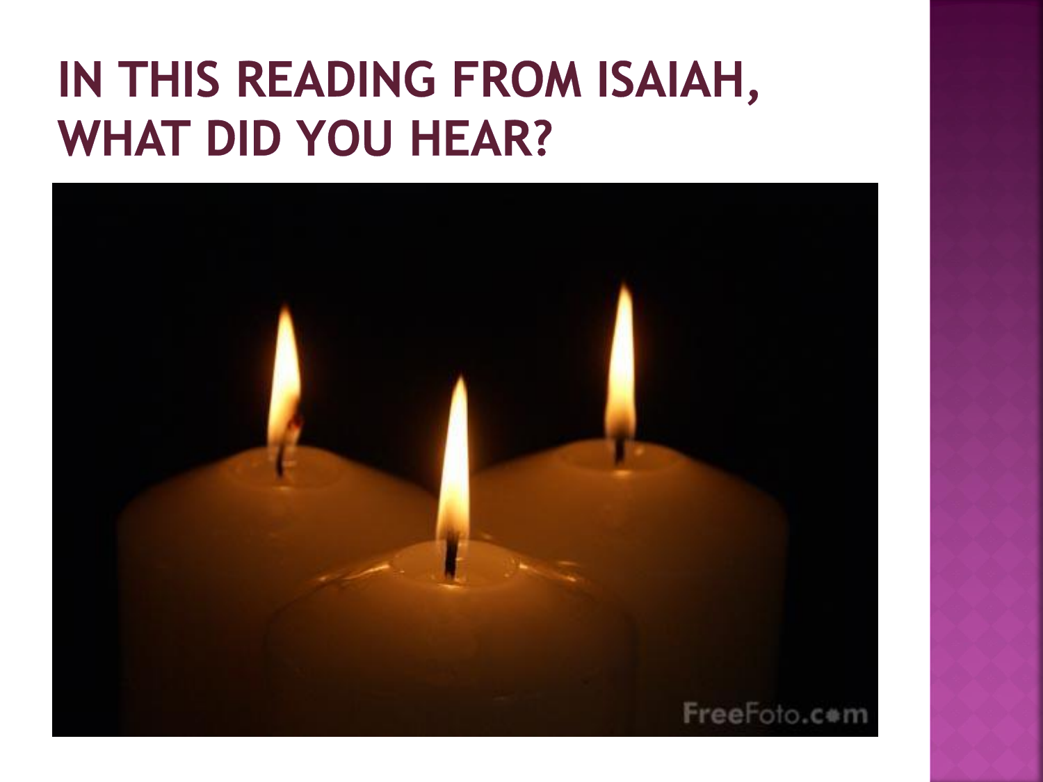# IN THIS READING FROM ISAIAH, WHAT DID YOU HEAR?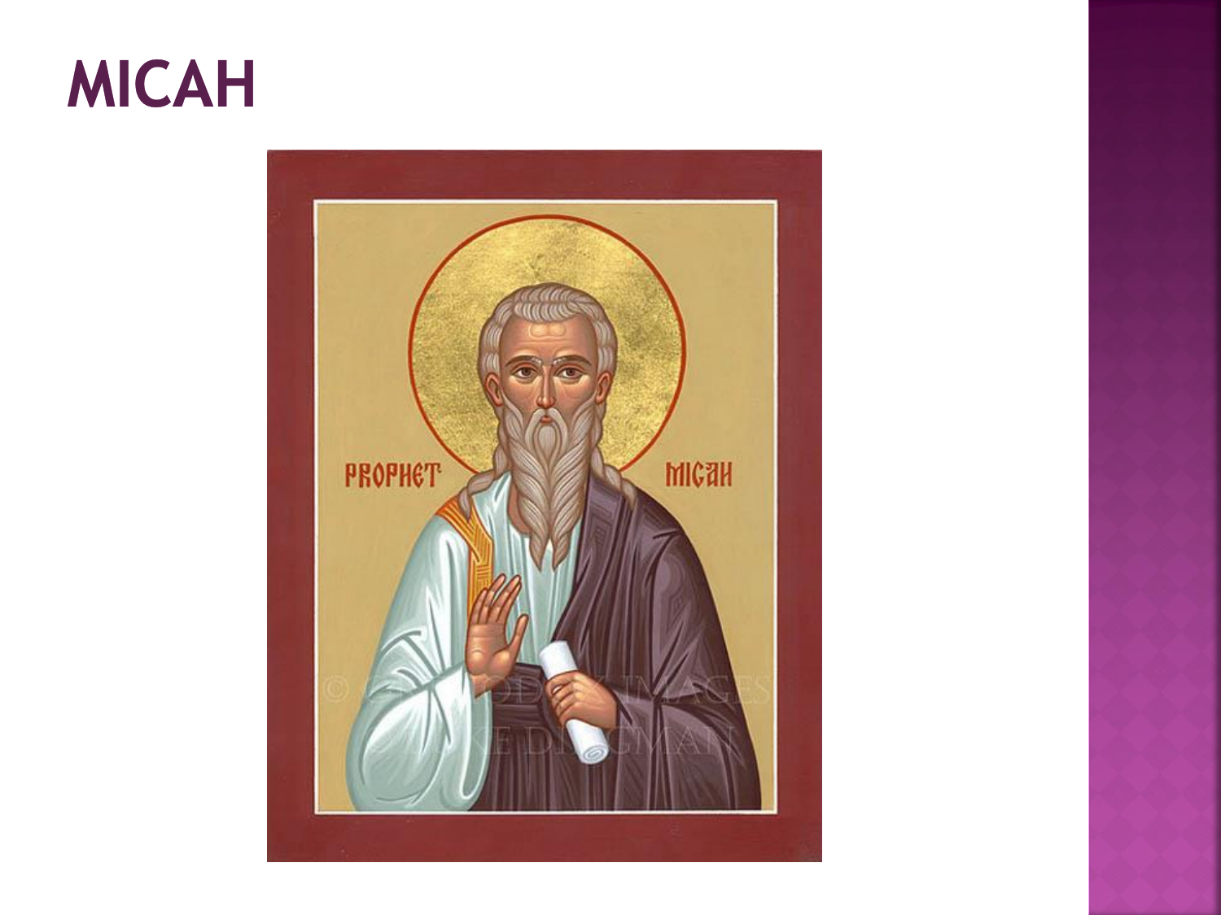# MICAH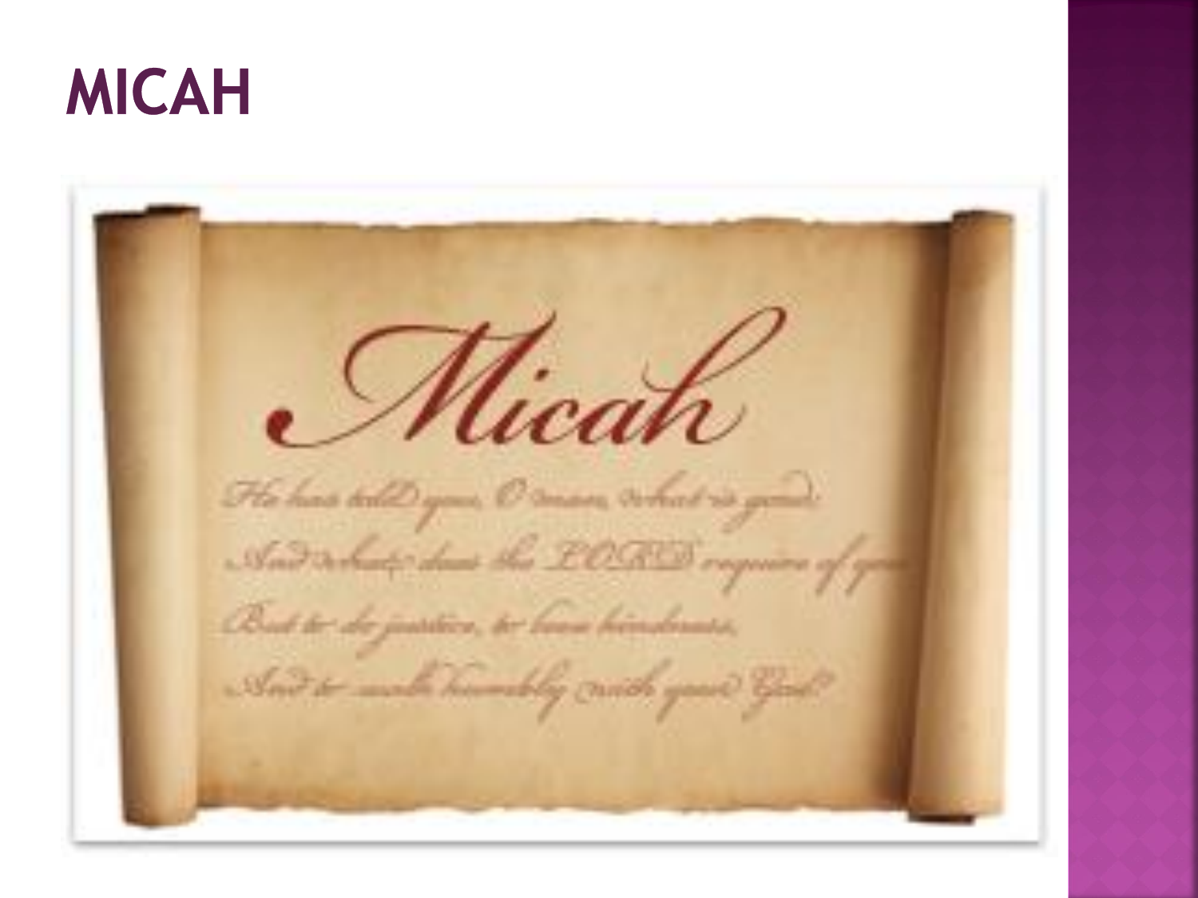# MICAH

Micah

He has told you, O man, what is good;
And what does the LORD require of you
But to do justice, to love kindness,
And to walk humbly with your God?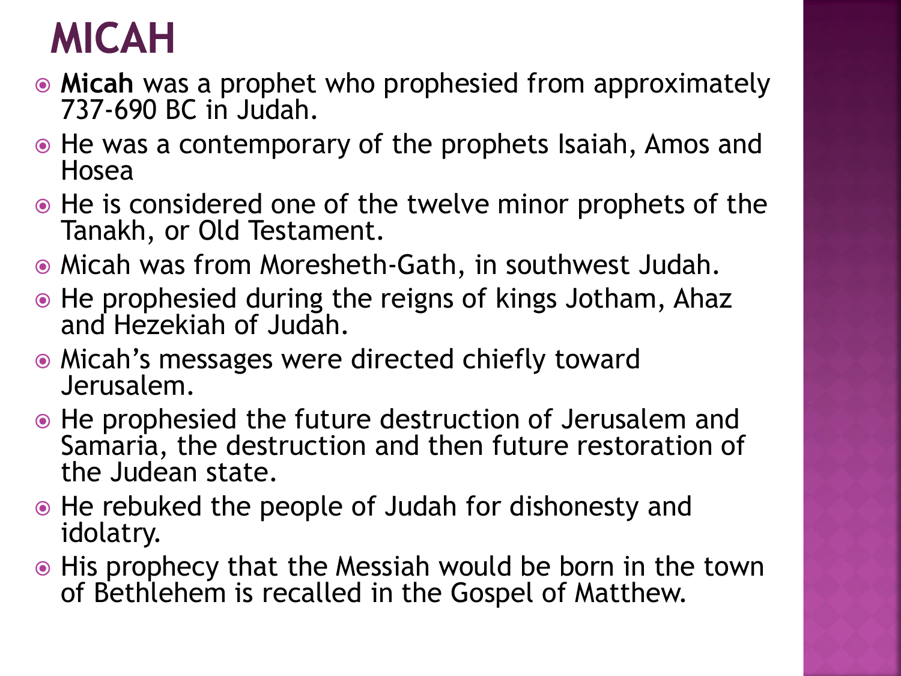# MICAH

- **Micah** was a prophet who prophesied from approximately 737-690 BC in Judah.
- He was a contemporary of the prophets Isaiah, Amos and Hosea
- He is considered one of the twelve minor prophets of the Tanakh, or Old Testament.
- Micah was from Moresheth-Gath, in southwest Judah.
- He prophesied during the reigns of kings Jotham, Ahaz and Hezekiah of Judah.
- Micah's messages were directed chiefly toward Jerusalem.
- He prophesied the future destruction of Jerusalem and Samaria, the destruction and then future restoration of the Judean state.
- He rebuked the people of Judah for dishonesty and idolatry.
- His prophecy that the Messiah would be born in the town of Bethlehem is recalled in the Gospel of Matthew.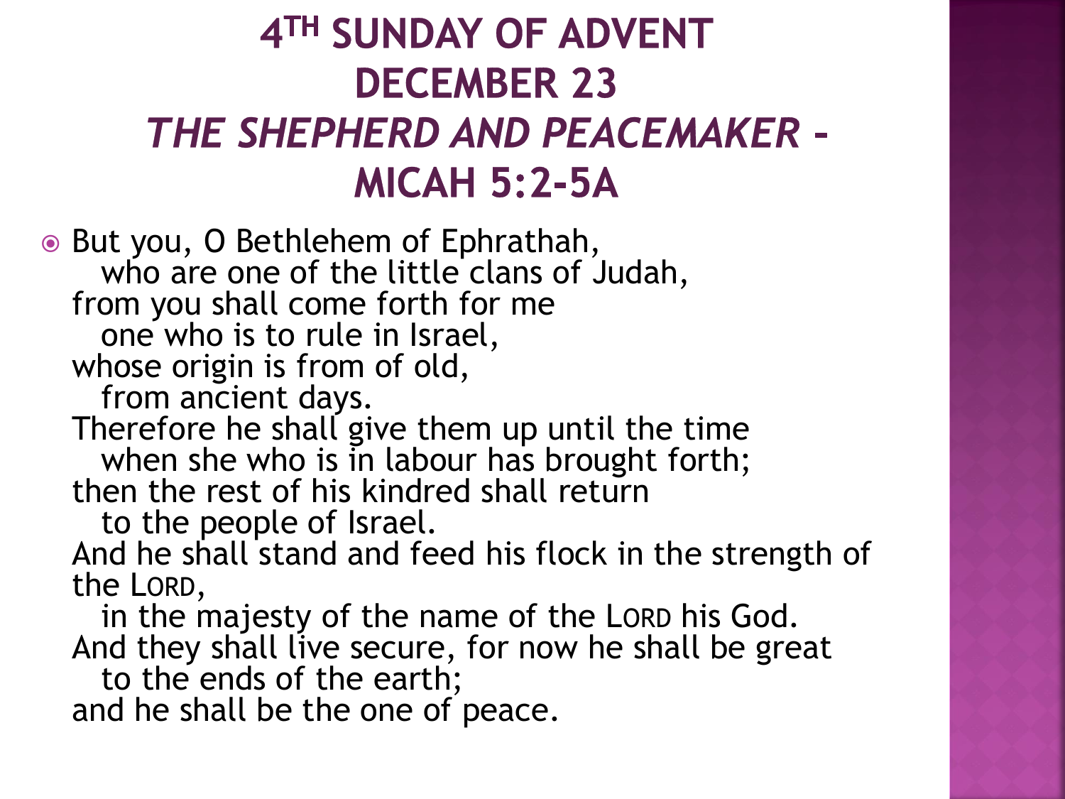# 4TH SUNDAY OF ADVENT
# DECEMBER 23
# *THE SHEPHERD AND PEACEMAKER* – MICAH 5:2-5A

- But you, O Bethlehem of Ephrathah,
  who are one of the little clans of Judah,
  from you shall come forth for me
  one who is to rule in Israel,
  whose origin is from of old,
  from ancient days.
  Therefore he shall give them up until the time
  when she who is in labour has brought forth;
  then the rest of his kindred shall return
  to the people of Israel.
  And he shall stand and feed his flock in the strength of the LORD,
  in the majesty of the name of the LORD his God.
  And they shall live secure, for now he shall be great
  to the ends of the earth;
  and he shall be the one of peace.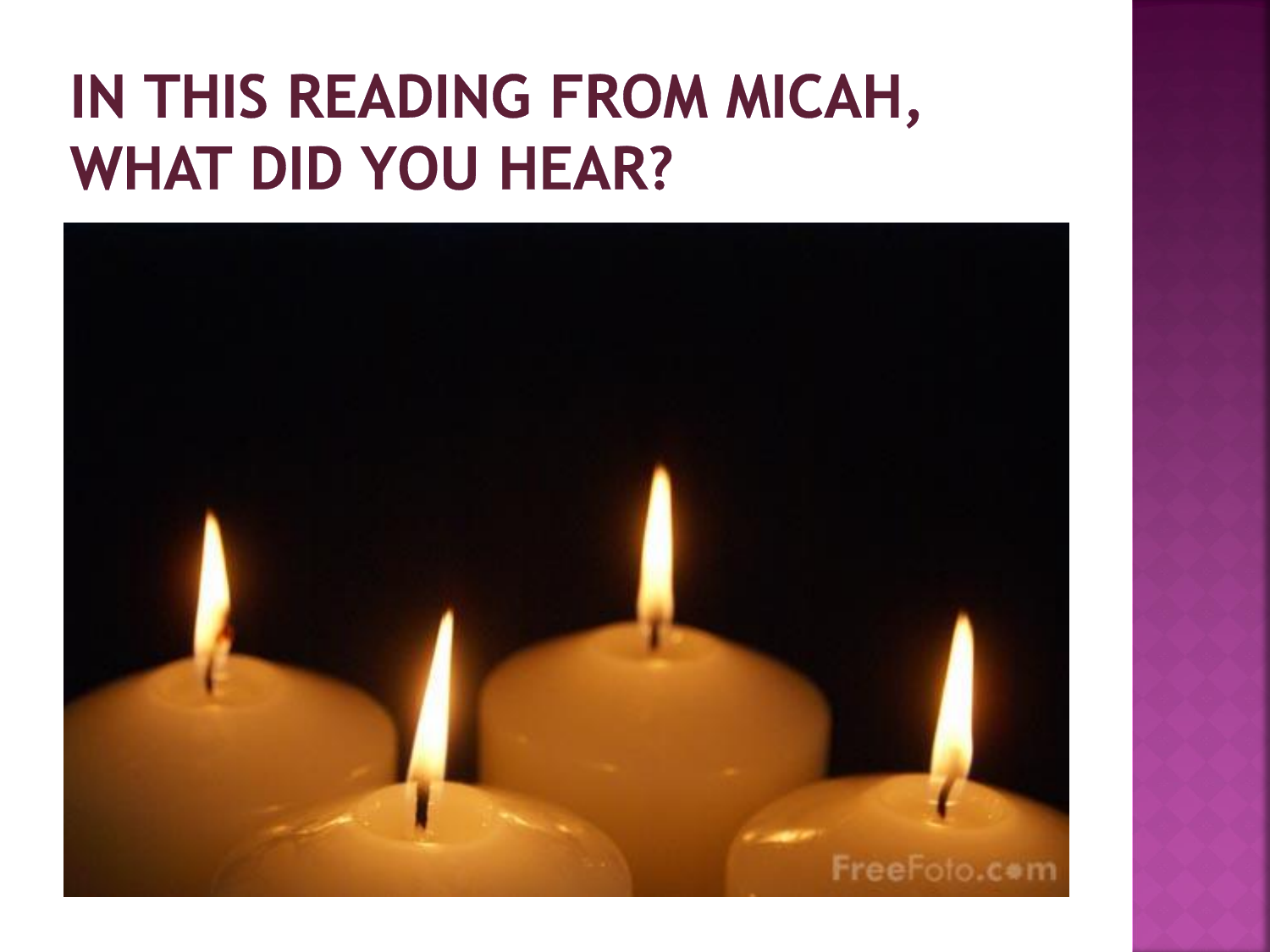# IN THIS READING FROM MICAH, WHAT DID YOU HEAR?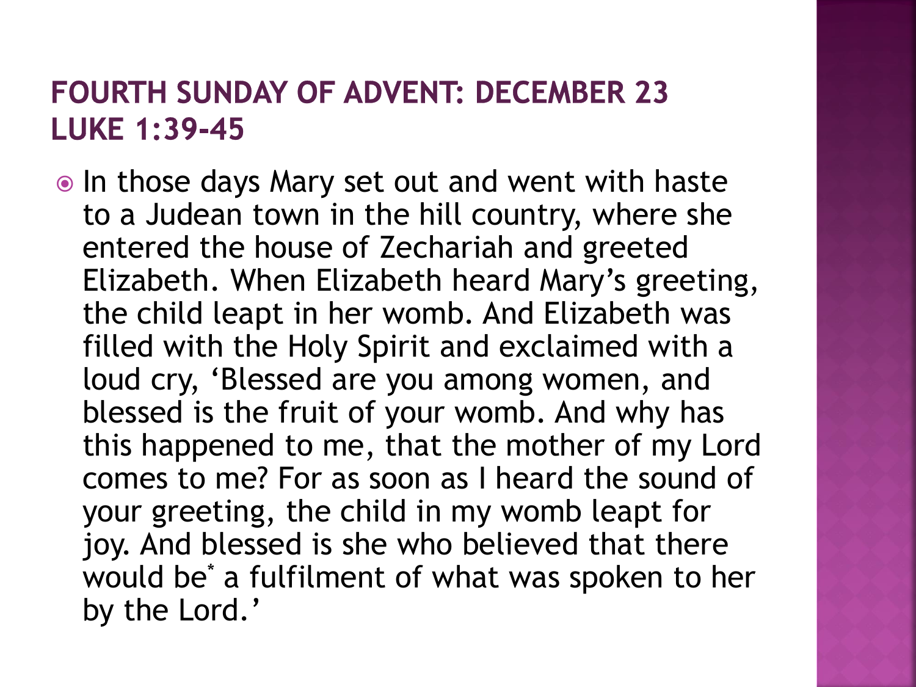## FOURTH SUNDAY OF ADVENT: DECEMBER 23
## LUKE 1:39-45

- In those days Mary set out and went with haste to a Judean town in the hill country, where she entered the house of Zechariah and greeted Elizabeth. When Elizabeth heard Mary's greeting, the child leapt in her womb. And Elizabeth was filled with the Holy Spirit and exclaimed with a loud cry, 'Blessed are you among women, and blessed is the fruit of your womb. And why has this happened to me, that the mother of my Lord comes to me? For as soon as I heard the sound of your greeting, the child in my womb leapt for joy. And blessed is she who believed that there would be* a fulfilment of what was spoken to her by the Lord.'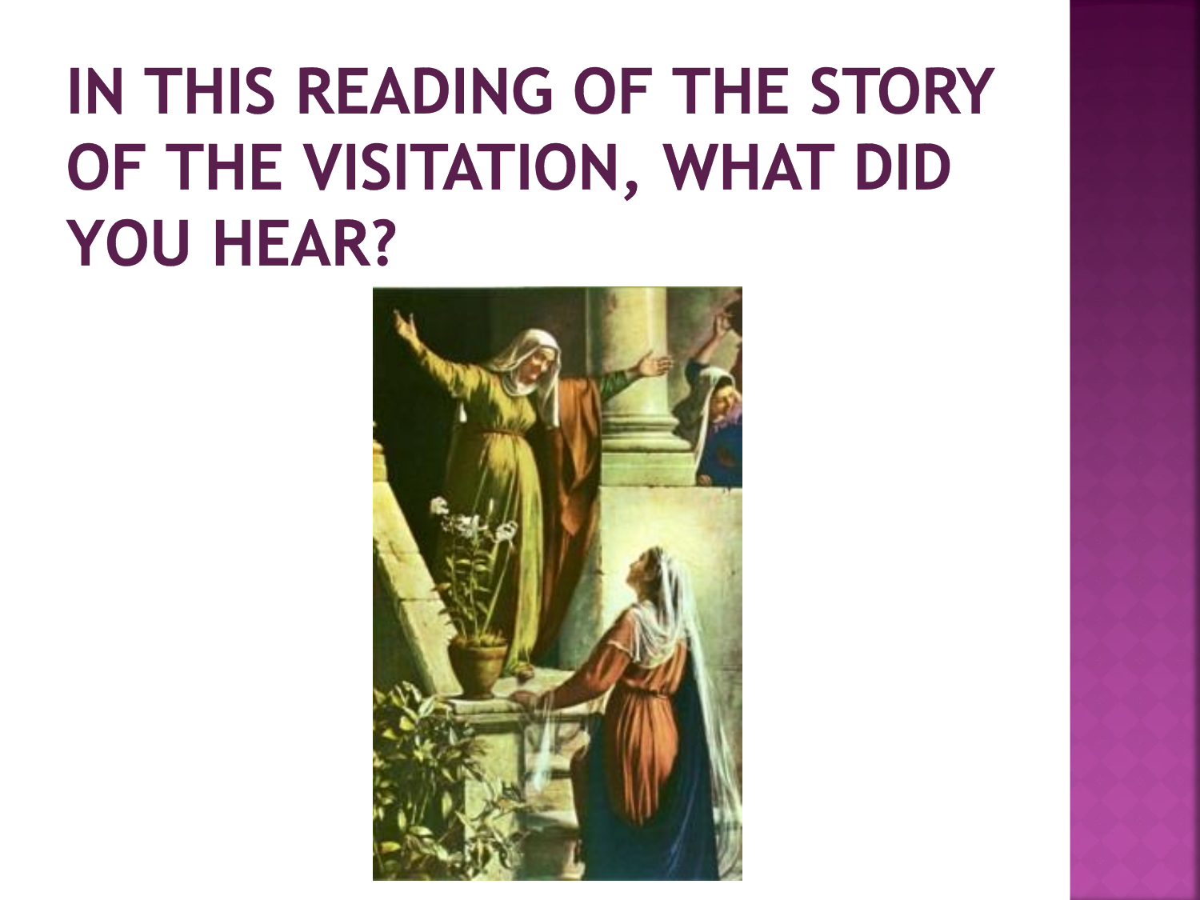# IN THIS READING OF THE STORY OF THE VISITATION, WHAT DID YOU HEAR?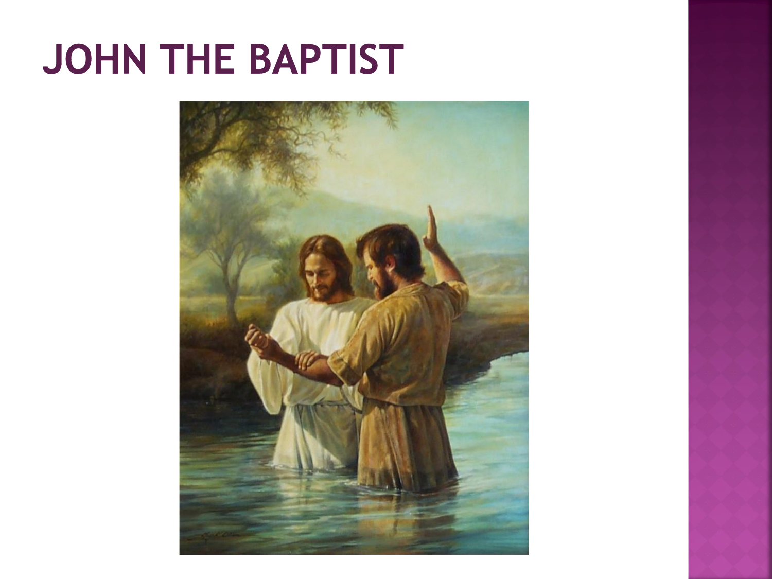# JOHN THE BAPTIST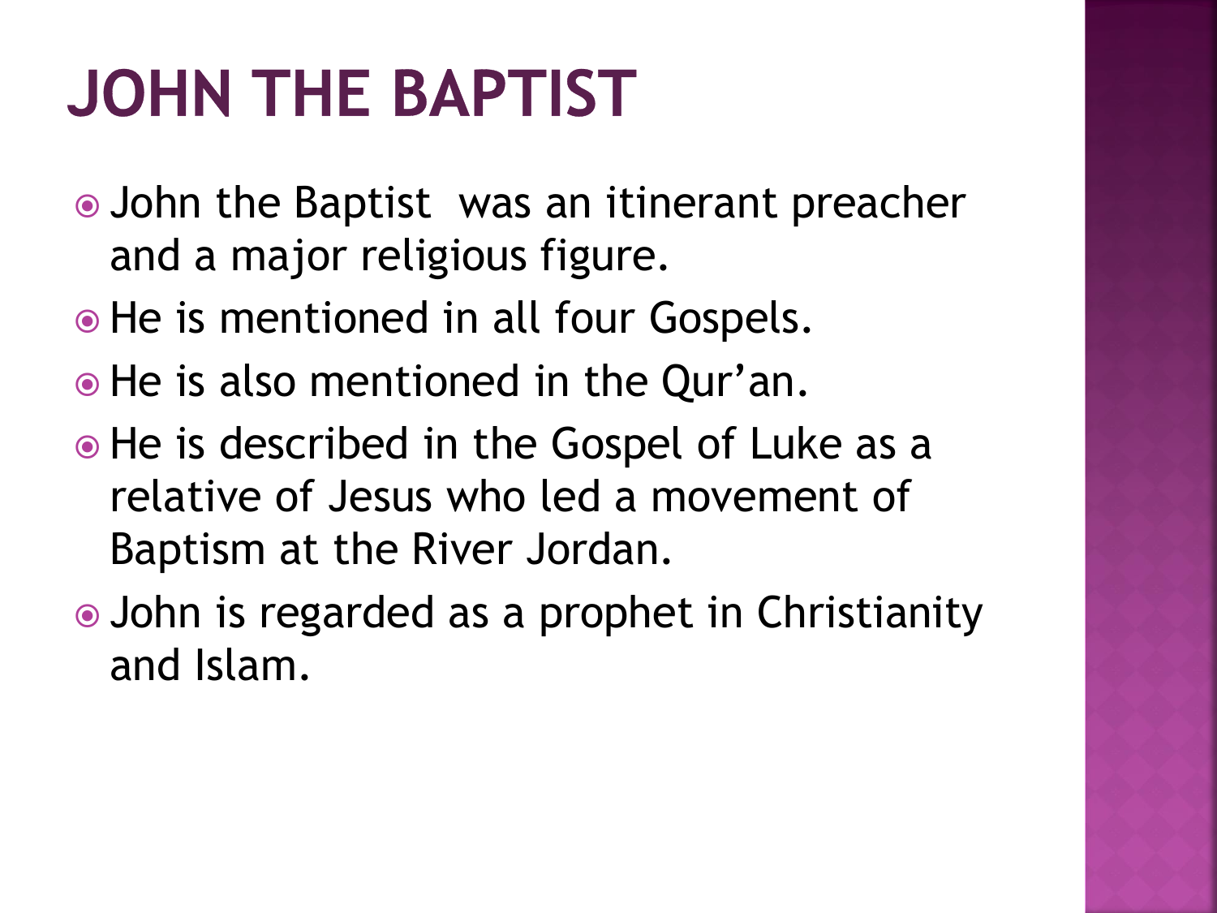# JOHN THE BAPTIST

- John the Baptist was an itinerant preacher and a major religious figure.
- He is mentioned in all four Gospels.
- He is also mentioned in the Qur'an.
- He is described in the Gospel of Luke as a relative of Jesus who led a movement of Baptism at the River Jordan.
- John is regarded as a prophet in Christianity and Islam.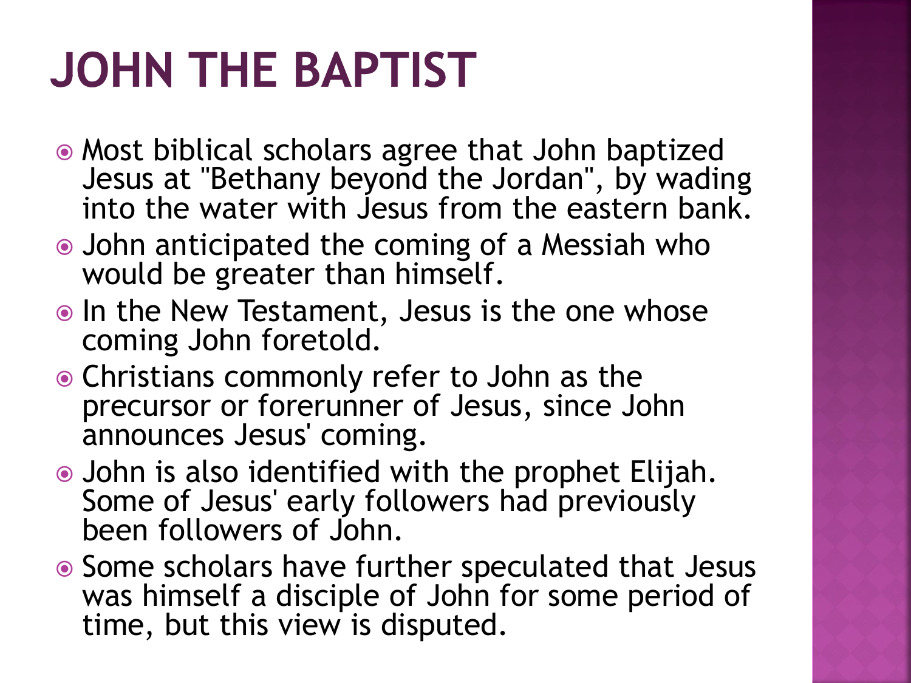# JOHN THE BAPTIST

- Most biblical scholars agree that John baptized Jesus at "Bethany beyond the Jordan", by wading into the water with Jesus from the eastern bank.
- John anticipated the coming of a Messiah who would be greater than himself.
- In the New Testament, Jesus is the one whose coming John foretold.
- Christians commonly refer to John as the precursor or forerunner of Jesus, since John announces Jesus' coming.
- John is also identified with the prophet Elijah. Some of Jesus' early followers had previously been followers of John.
- Some scholars have further speculated that Jesus was himself a disciple of John for some period of time, but this view is disputed.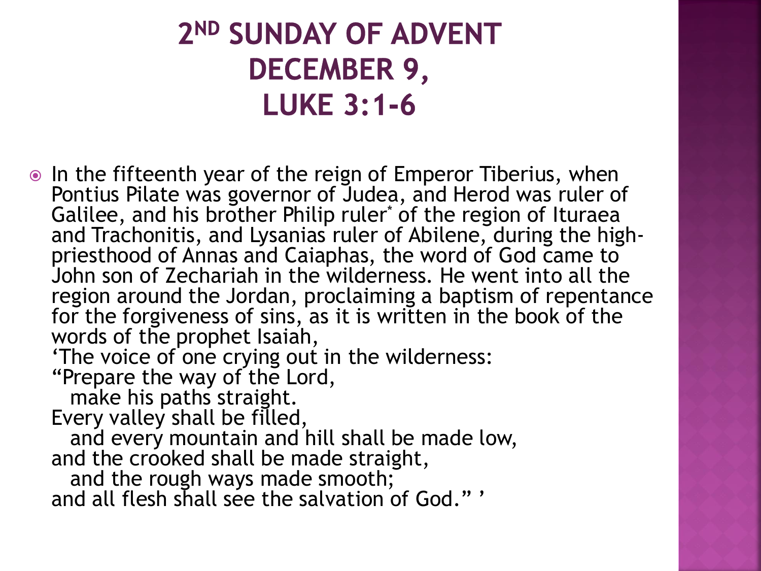# 2ND SUNDAY OF ADVENT DECEMBER 9, LUKE 3:1-6

- In the fifteenth year of the reign of Emperor Tiberius, when Pontius Pilate was governor of Judea, and Herod was ruler of Galilee, and his brother Philip ruler* of the region of Ituraea and Trachonitis, and Lysanias ruler of Abilene, during the high-priesthood of Annas and Caiaphas, the word of God came to John son of Zechariah in the wilderness. He went into all the region around the Jordan, proclaiming a baptism of repentance for the forgiveness of sins, as it is written in the book of the words of the prophet Isaiah,

  'The voice of one crying out in the wilderness:  
  "Prepare the way of the Lord,  
    make his paths straight.  
  Every valley shall be filled,  
    and every mountain and hill shall be made low,  
  and the crooked shall be made straight,  
    and the rough ways made smooth;  
  and all flesh shall see the salvation of God." '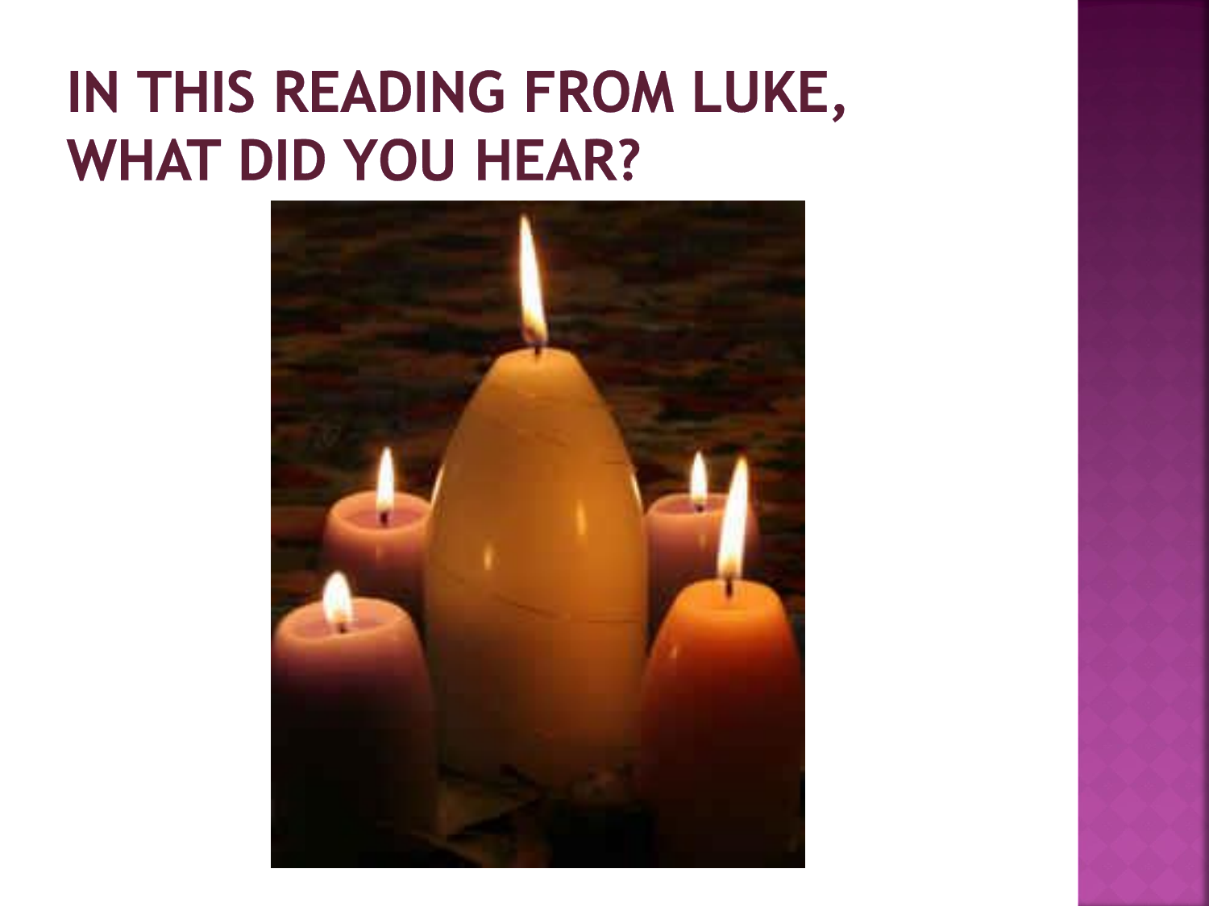# IN THIS READING FROM LUKE, WHAT DID YOU HEAR?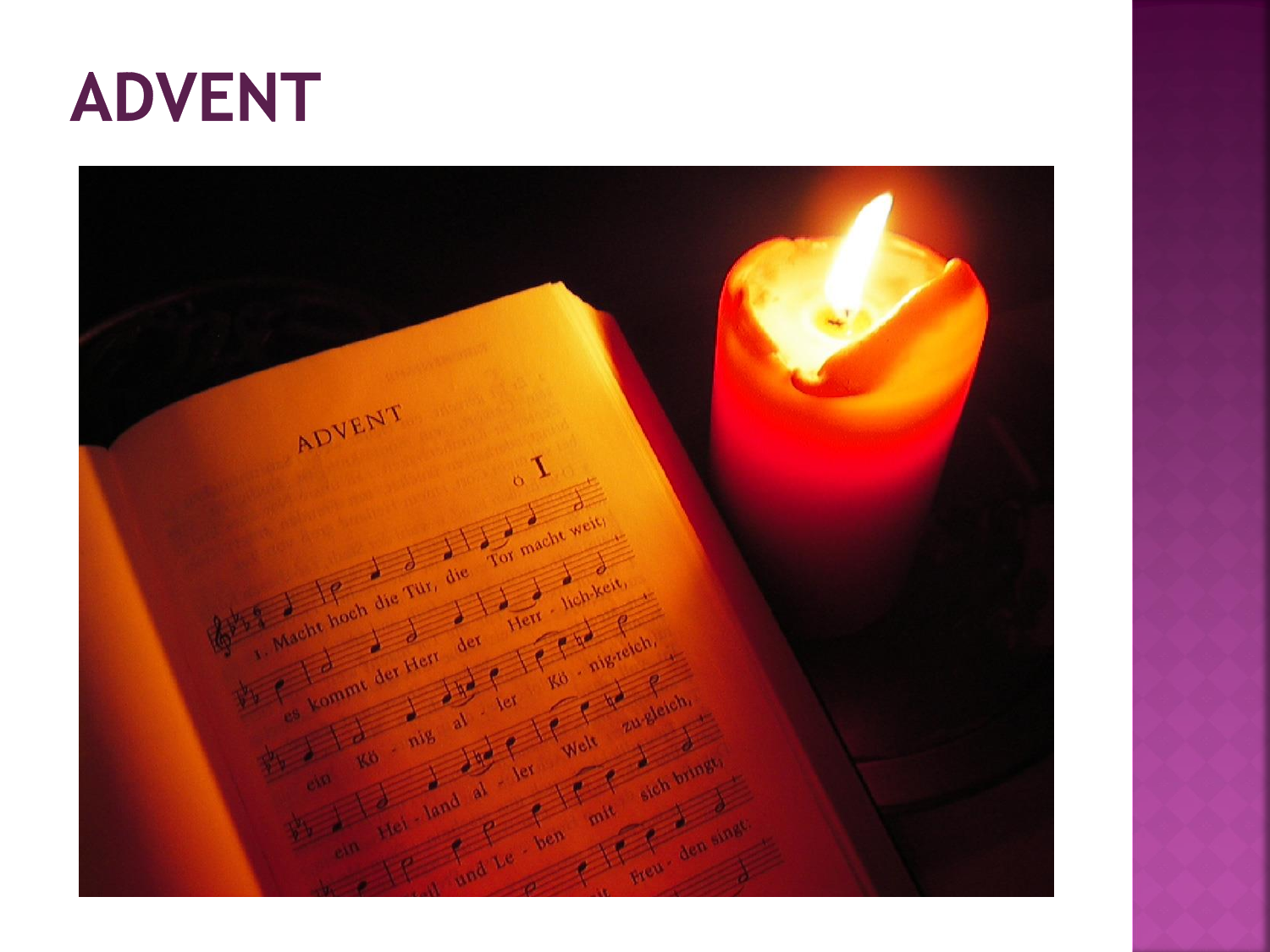# ADVENT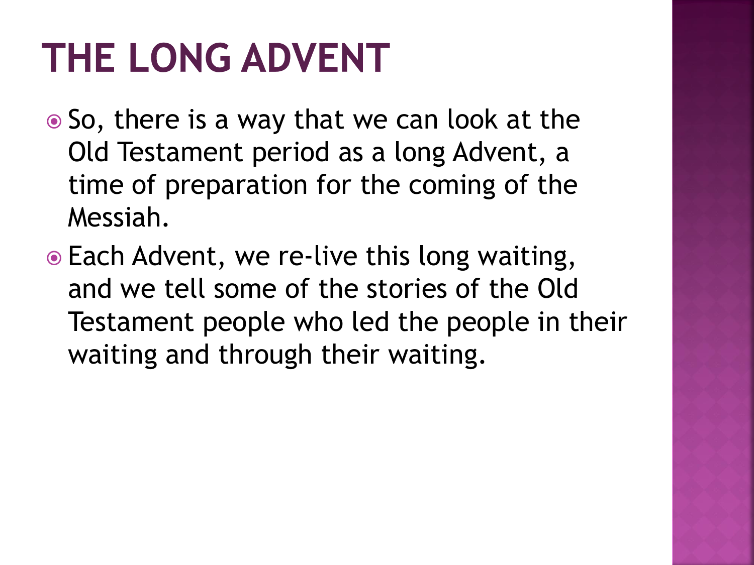# THE LONG ADVENT

- So, there is a way that we can look at the Old Testament period as a long Advent, a time of preparation for the coming of the Messiah.
- Each Advent, we re-live this long waiting, and we tell some of the stories of the Old Testament people who led the people in their waiting and through their waiting.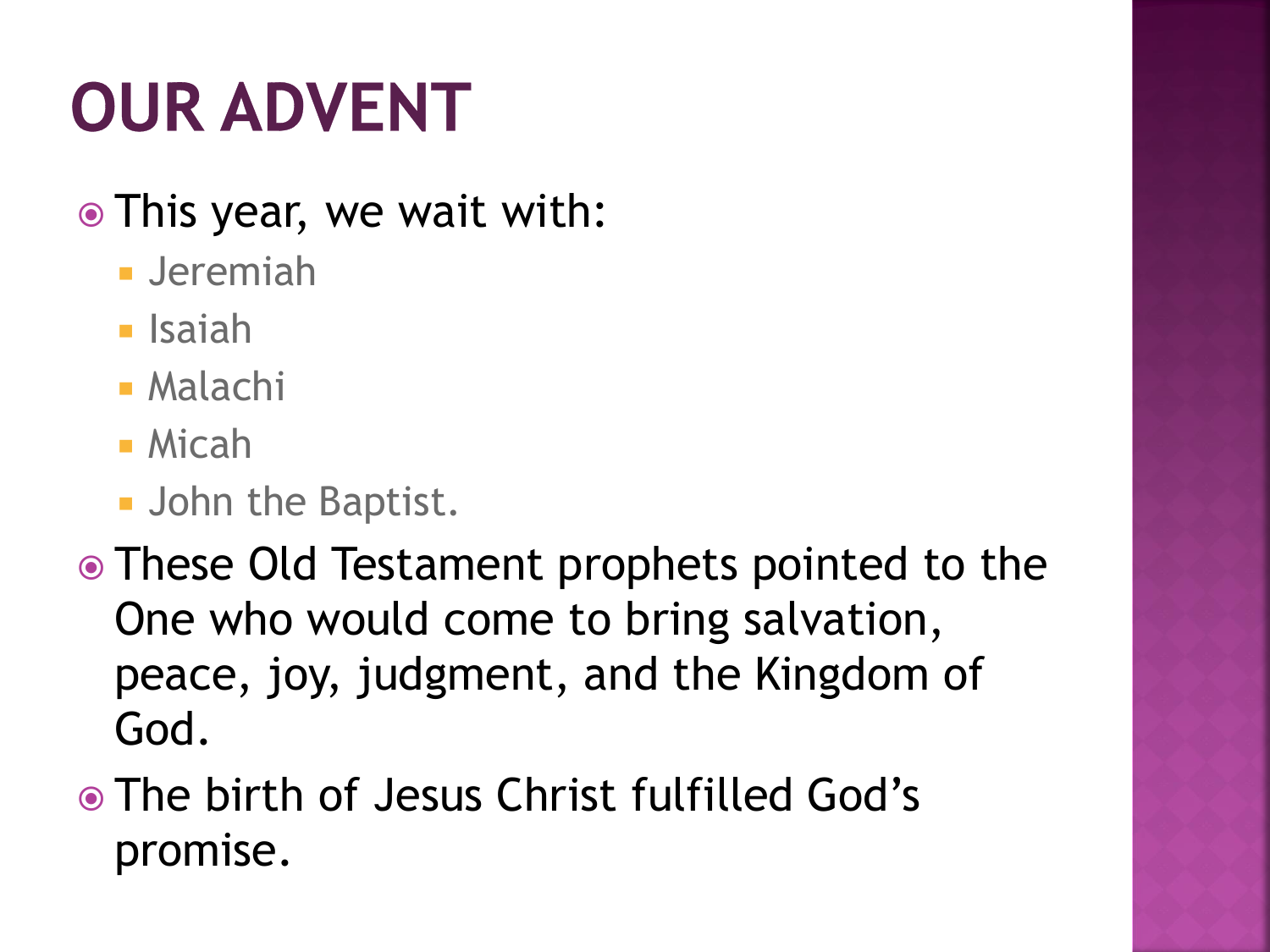# OUR ADVENT

- This year, we wait with:
  - Jeremiah
  - Isaiah
  - Malachi
  - Micah
  - John the Baptist.
- These Old Testament prophets pointed to the One who would come to bring salvation, peace, joy, judgment, and the Kingdom of God.
- The birth of Jesus Christ fulfilled God's promise.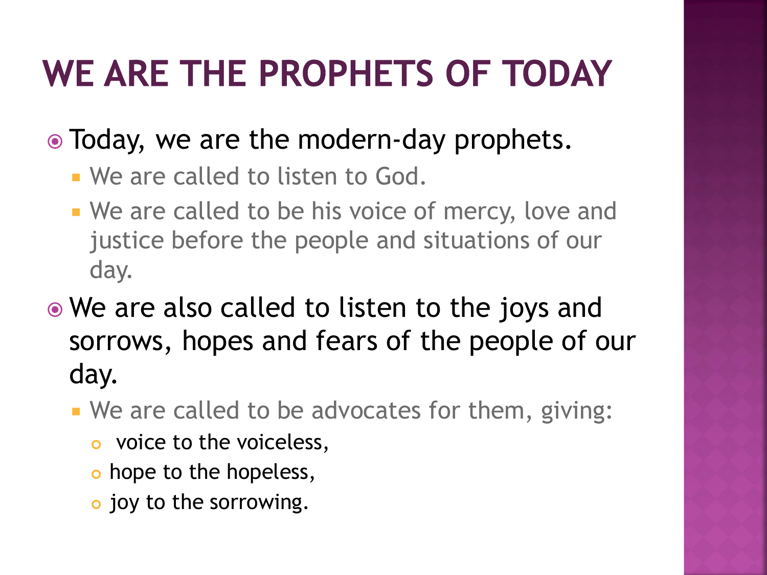# WE ARE THE PROPHETS OF TODAY

- Today, we are the modern-day prophets.
  - We are called to listen to God.
  - We are called to be his voice of mercy, love and justice before the people and situations of our day.
- We are also called to listen to the joys and sorrows, hopes and fears of the people of our day.
  - We are called to be advocates for them, giving:
    - voice to the voiceless,
    - hope to the hopeless,
    - joy to the sorrowing.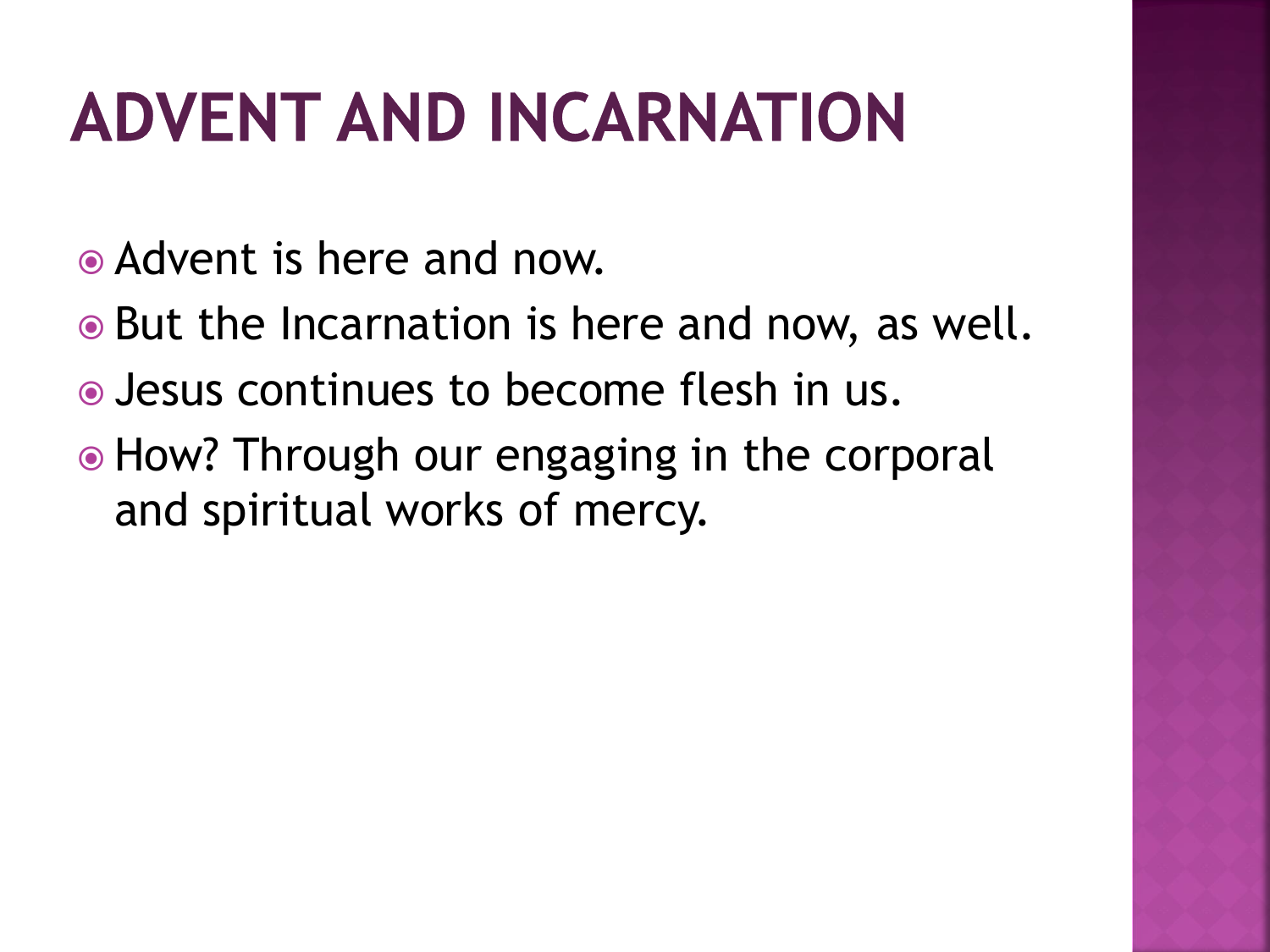# ADVENT AND INCARNATION

- Advent is here and now.
- But the Incarnation is here and now, as well.
- Jesus continues to become flesh in us.
- How? Through our engaging in the corporal and spiritual works of mercy.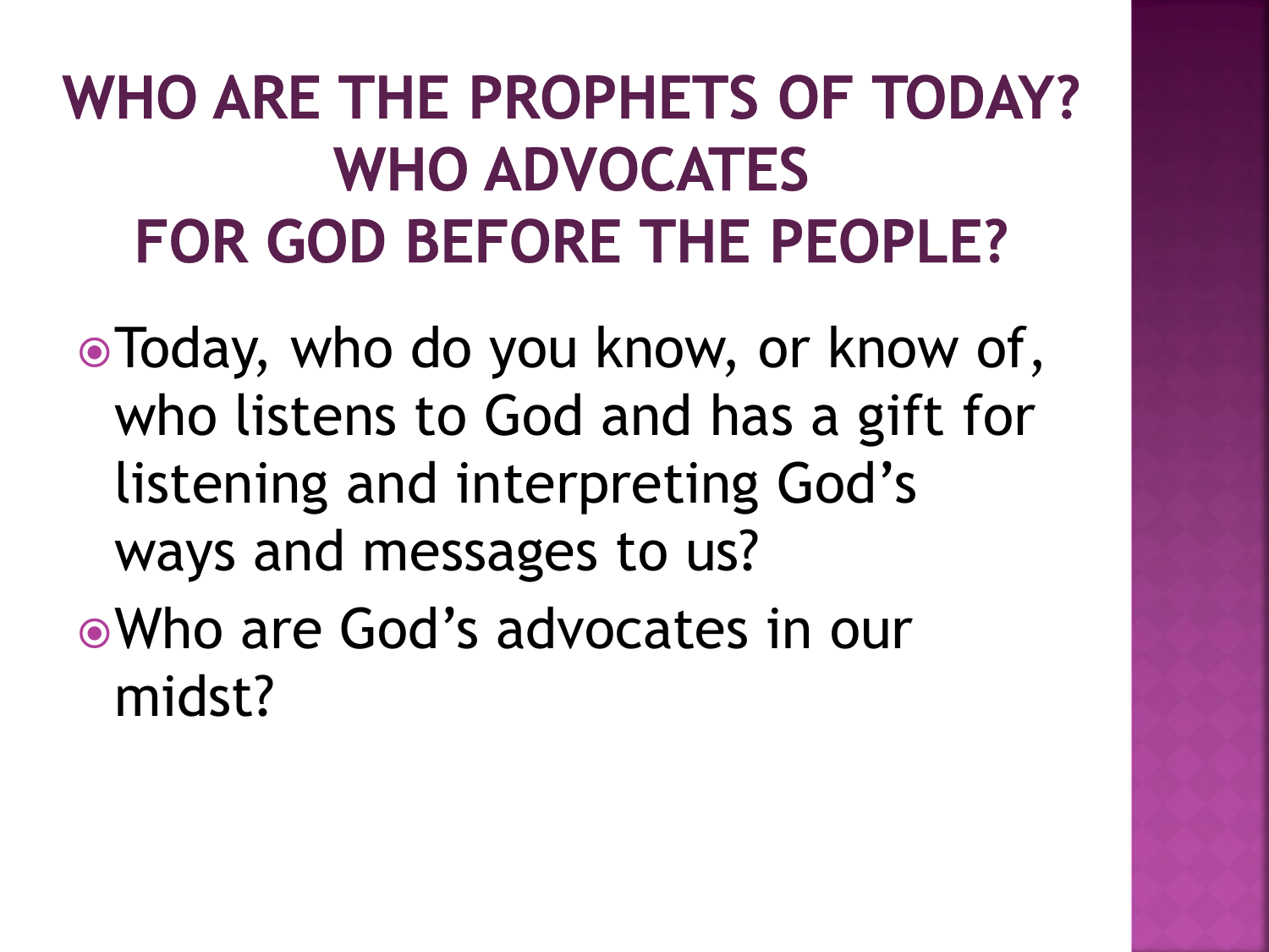# WHO ARE THE PROPHETS OF TODAY? WHO ADVOCATES FOR GOD BEFORE THE PEOPLE?

- Today, who do you know, or know of, who listens to God and has a gift for listening and interpreting God's ways and messages to us?
- Who are God's advocates in our midst?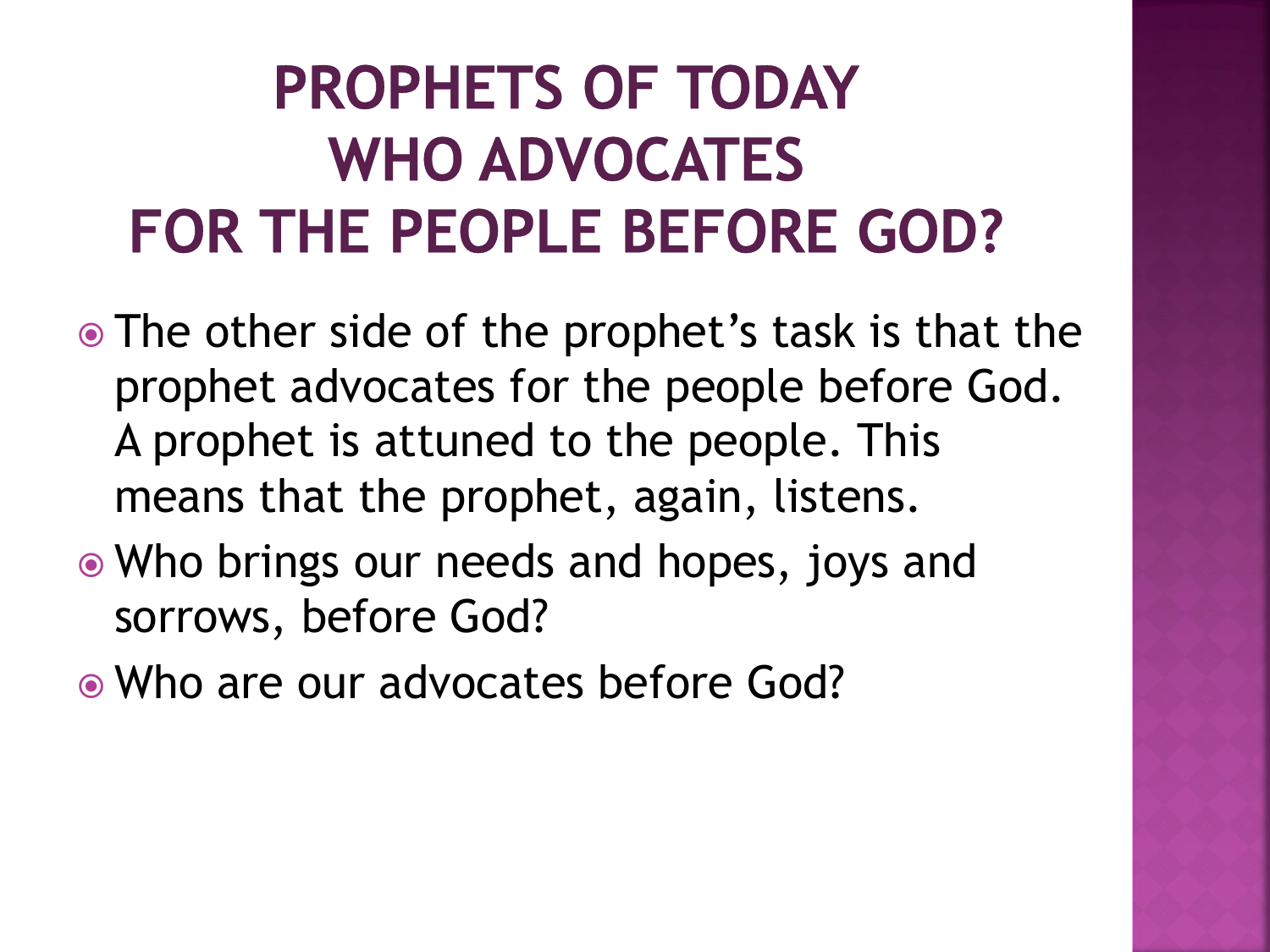# PROPHETS OF TODAY WHO ADVOCATES FOR THE PEOPLE BEFORE GOD?

- The other side of the prophet's task is that the prophet advocates for the people before God. A prophet is attuned to the people. This means that the prophet, again, listens.
- Who brings our needs and hopes, joys and sorrows, before God?
- Who are our advocates before God?